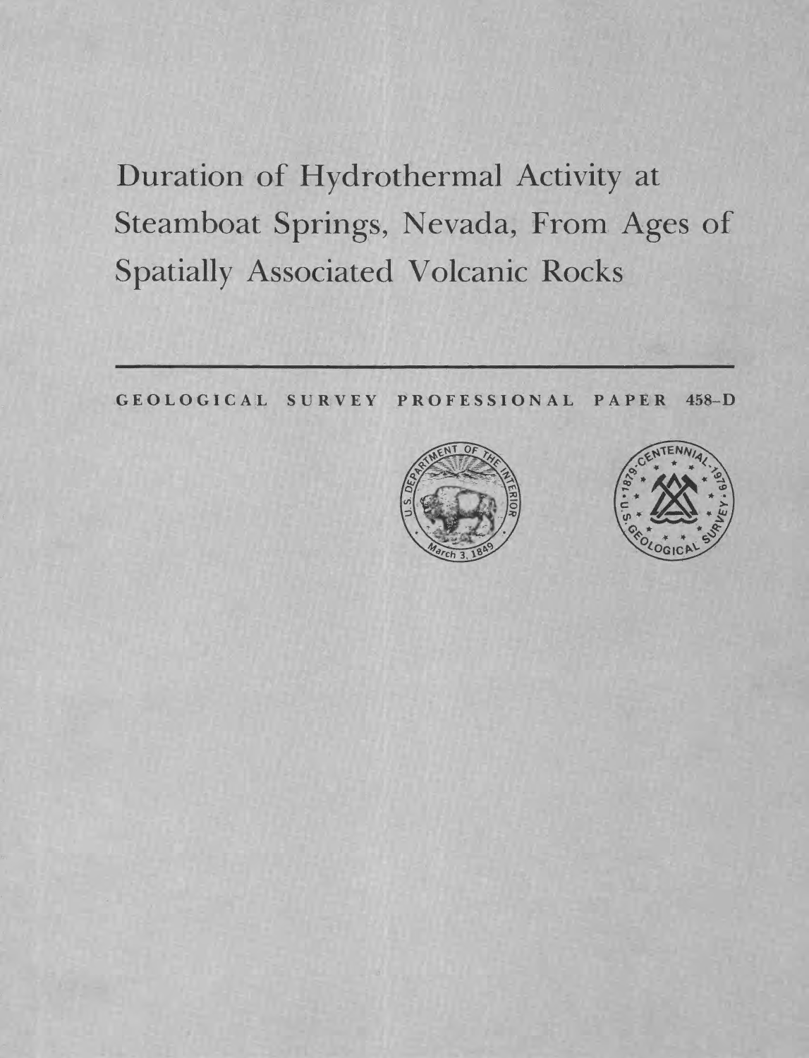# Duration of Hydrothermal Activity at Steamboat Springs, Nevada, From Ages of Spatially Associated Volcanic Rocks

GEOLOGICAL SURVEY PROFESSIONAL PAPER 458-D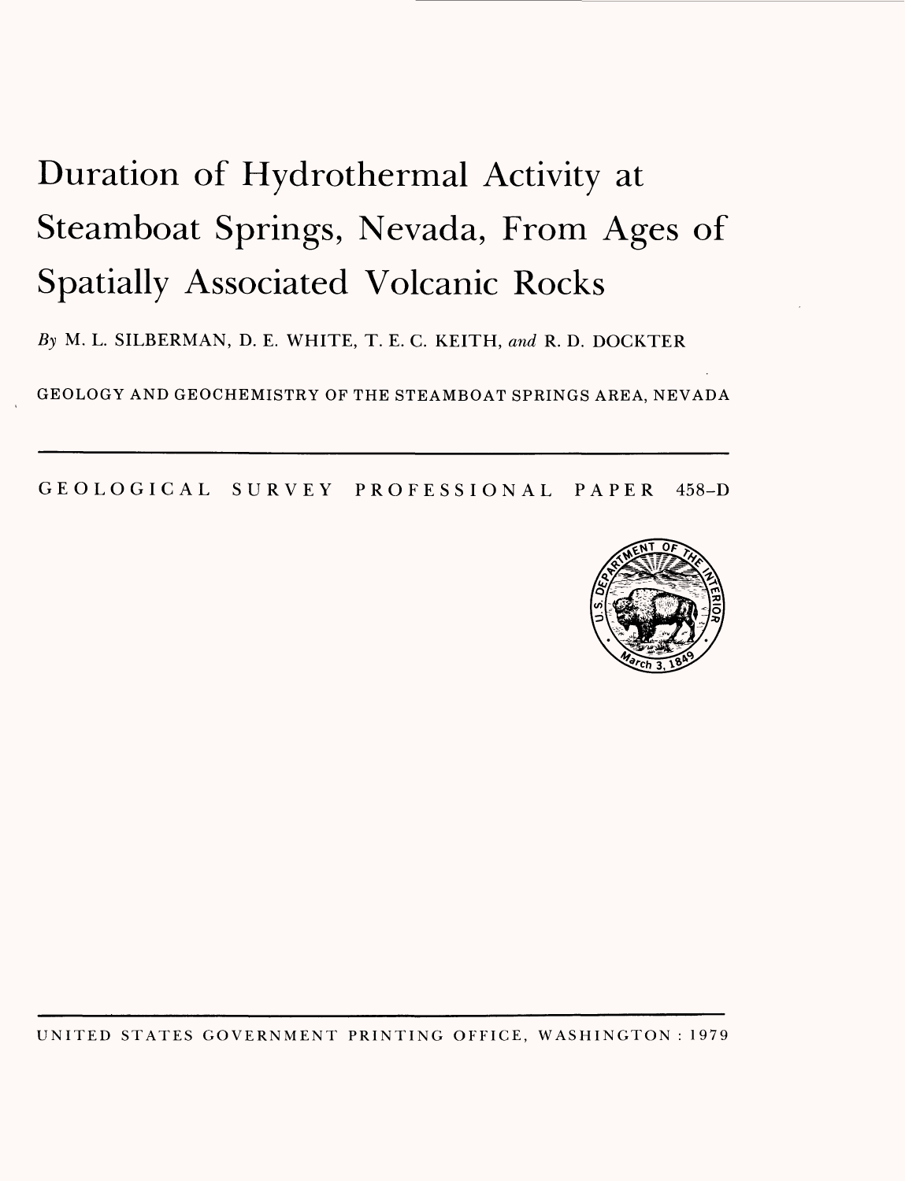# Duration of Hydrothermal Activity at Steamboat Springs, Nevada, From Ages of Spatially Associated Volcanic Rocks

*By* M. L. SILBERMAN, D. E. WHITE, T. E. C. KEITH, *and* R. D. DOCKTER

GEOLOGY AND GEOCHEMISTRY OF THE STEAMBOAT SPRINGS AREA, NEVADA

GEOLOGICAL SURVEY PROFESSIONAL PAPER 458–D

UNITED STATES GOVERNMENT PRINTING OFFICE, WASHINGTON : 1979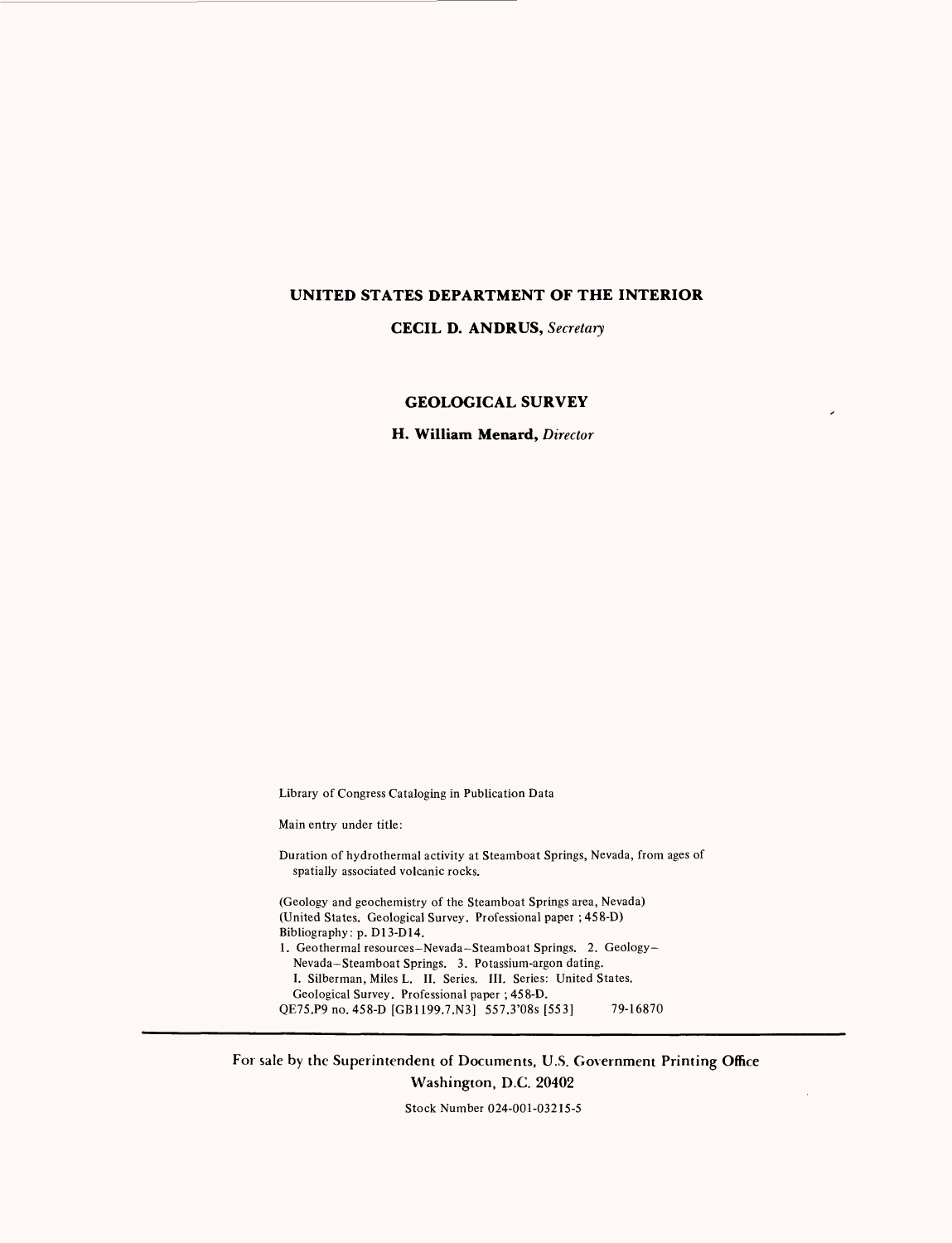**UNITED STATES DEPARTMENT OF THE INTERIOR**

**CECIL D. ANDRUS,** *Secretary*

**GEOLOGICAL SURVEY**

**H. William Menard,** *Director*

Library of Congress Cataloging in Publication Data

Main entry under title:

Duration of hydrothermal activity at Steamboat Springs, Nevada, from ages of spatially associated volcanic rocks.

(Geology and geochemistry of the Steamboat Springs area, Nevada)
(United States. Geological Survey. Professional paper ; 458-D)
Bibliography: p. D13-D14.
1. Geothermal resources–Nevada–Steamboat Springs. 2. Geology–Nevada–Steamboat Springs. 3. Potassium-argon dating.
I. Silberman, Miles L. II. Series. III. Series: United States. Geological Survey. Professional paper ; 458-D.
QE75.P9 no. 458-D [GB1199.7.N3] 557.3'08s [553] 79-16870

For sale by the Superintendent of Documents, U.S. Government Printing Office
Washington, D.C. 20402

Stock Number 024-001-03215-5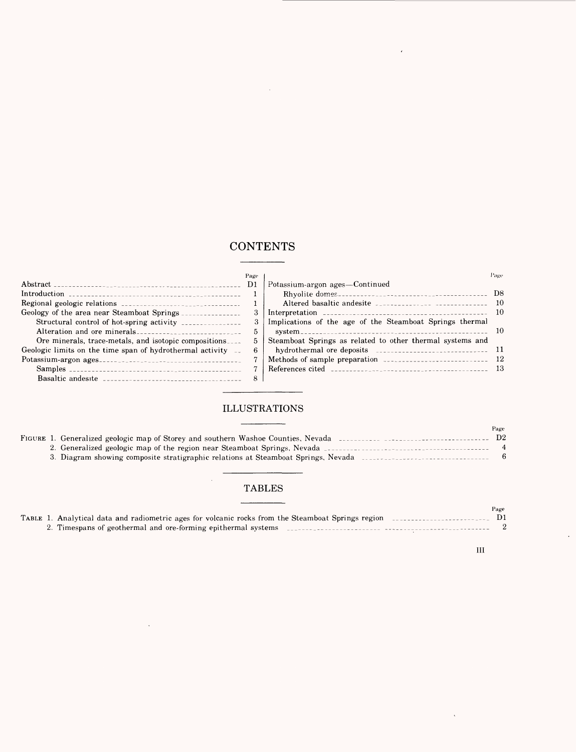# CONTENTS

| | Page |
|---|---|
| Abstract | D1 |
| Introduction | 1 |
| Regional geologic relations | 1 |
| Geology of the area near Steamboat Springs | 3 |
| Structural control of hot-spring activity | 3 |
| Alteration and ore minerals | 5 |
| Ore minerals, trace-metals, and isotopic compositions | 5 |
| Geologic limits on the time span of hydrothermal activity | 6 |
| Potassium-argon ages | 7 |
| Samples | 7 |
| Basaltic andesite | 8 |
| Potassium-argon ages—Continued | |
| Rhyolite domes | D8 |
| Altered basaltic andesite | 10 |
| Interpretation | 10 |
| Implications of the age of the Steamboat Springs thermal system | 10 |
| Steamboat Springs as related to other thermal systems and hydrothermal ore deposits | 11 |
| Methods of sample preparation | 12 |
| References cited | 13 |

# ILLUSTRATIONS

| | Page |
|---|---|
| FIGURE 1. Generalized geologic map of Storey and southern Washoe Counties, Nevada | D2 |
| 2. Generalized geologic map of the region near Steamboat Springs, Nevada | 4 |
| 3. Diagram showing composite stratigraphic relations at Steamboat Springs, Nevada | 6 |

# TABLES

| | Page |
|---|---|
| TABLE 1. Analytical data and radiometric ages for volcanic rocks from the Steamboat Springs region | D1 |
| 2. Timespans of geothermal and ore-forming epithermal systems | 2 |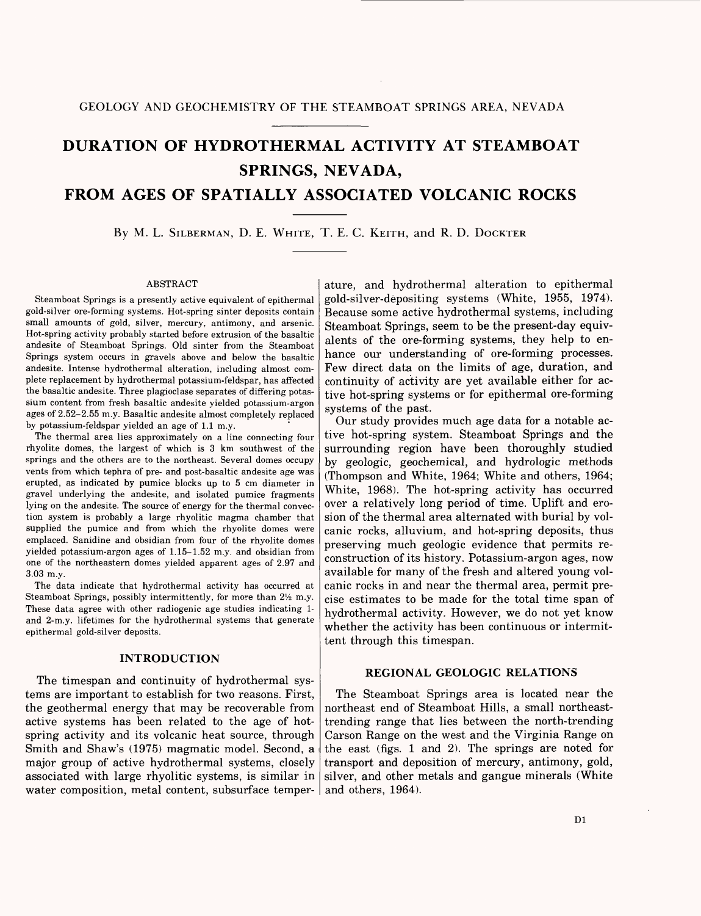GEOLOGY AND GEOCHEMISTRY OF THE STEAMBOAT SPRINGS AREA, NEVADA

# DURATION OF HYDROTHERMAL ACTIVITY AT STEAMBOAT SPRINGS, NEVADA, FROM AGES OF SPATIALLY ASSOCIATED VOLCANIC ROCKS

By M. L. SILBERMAN, D. E. WHITE, T. E. C. KEITH, and R. D. DOCKTER

## ABSTRACT

Steamboat Springs is a presently active equivalent of epithermal gold-silver ore-forming systems. Hot-spring sinter deposits contain small amounts of gold, silver, mercury, antimony, and arsenic. Hot-spring activity probably started before extrusion of the basaltic andesite of Steamboat Springs. Old sinter from the Steamboat Springs system occurs in gravels above and below the basaltic andesite. Intense hydrothermal alteration, including almost complete replacement by hydrothermal potassium-feldspar, has affected the basaltic andesite. Three plagioclase separates of differing potassium content from fresh basaltic andesite yielded potassium-argon ages of 2.52–2.55 m.y. Basaltic andesite almost completely replaced by potassium-feldspar yielded an age of 1.1 m.y.

The thermal area lies approximately on a line connecting four rhyolite domes, the largest of which is 3 km southwest of the springs and the others are to the northeast. Several domes occupy vents from which tephra of pre- and post-basaltic andesite age was erupted, as indicated by pumice blocks up to 5 cm diameter in gravel underlying the andesite, and isolated pumice fragments lying on the andesite. The source of energy for the thermal convection system is probably a large rhyolitic magma chamber that supplied the pumice and from which the rhyolite domes were emplaced. Sanidine and obsidian from four of the rhyolite domes yielded potassium-argon ages of 1.15–1.52 m.y. and obsidian from one of the northeastern domes yielded apparent ages of 2.97 and 3.03 m.y.

The data indicate that hydrothermal activity has occurred at Steamboat Springs, possibly intermittently, for more than 2½ m.y. These data agree with other radiogenic age studies indicating 1- and 2-m.y. lifetimes for the hydrothermal systems that generate epithermal gold-silver deposits.

## INTRODUCTION

The timespan and continuity of hydrothermal systems are important to establish for two reasons. First, the geothermal energy that may be recoverable from active systems has been related to the age of hot-spring activity and its volcanic heat source, through Smith and Shaw's (1975) magmatic model. Second, a major group of active hydrothermal systems, closely associated with large rhyolitic systems, is similar in water composition, metal content, subsurface temperature, and hydrothermal alteration to epithermal gold-silver-depositing systems (White, 1955, 1974). Because some active hydrothermal systems, including Steamboat Springs, seem to be the present-day equivalents of the ore-forming systems, they help to enhance our understanding of ore-forming processes. Few direct data on the limits of age, duration, and continuity of activity are yet available either for active hot-spring systems or for epithermal ore-forming systems of the past.

Our study provides much age data for a notable active hot-spring system. Steamboat Springs and the surrounding region have been thoroughly studied by geologic, geochemical, and hydrologic methods (Thompson and White, 1964; White and others, 1964; White, 1968). The hot-spring activity has occurred over a relatively long period of time. Uplift and erosion of the thermal area alternated with burial by volcanic rocks, alluvium, and hot-spring deposits, thus preserving much geologic evidence that permits reconstruction of its history. Potassium-argon ages, now available for many of the fresh and altered young volcanic rocks in and near the thermal area, permit precise estimates to be made for the total time span of hydrothermal activity. However, we do not yet know whether the activity has been continuous or intermittent through this timespan.

## REGIONAL GEOLOGIC RELATIONS

The Steamboat Springs area is located near the northeast end of Steamboat Hills, a small northeast-trending range that lies between the north-trending Carson Range on the west and the Virginia Range on the east (figs. 1 and 2). The springs are noted for transport and deposition of mercury, antimony, gold, silver, and other metals and gangue minerals (White and others, 1964).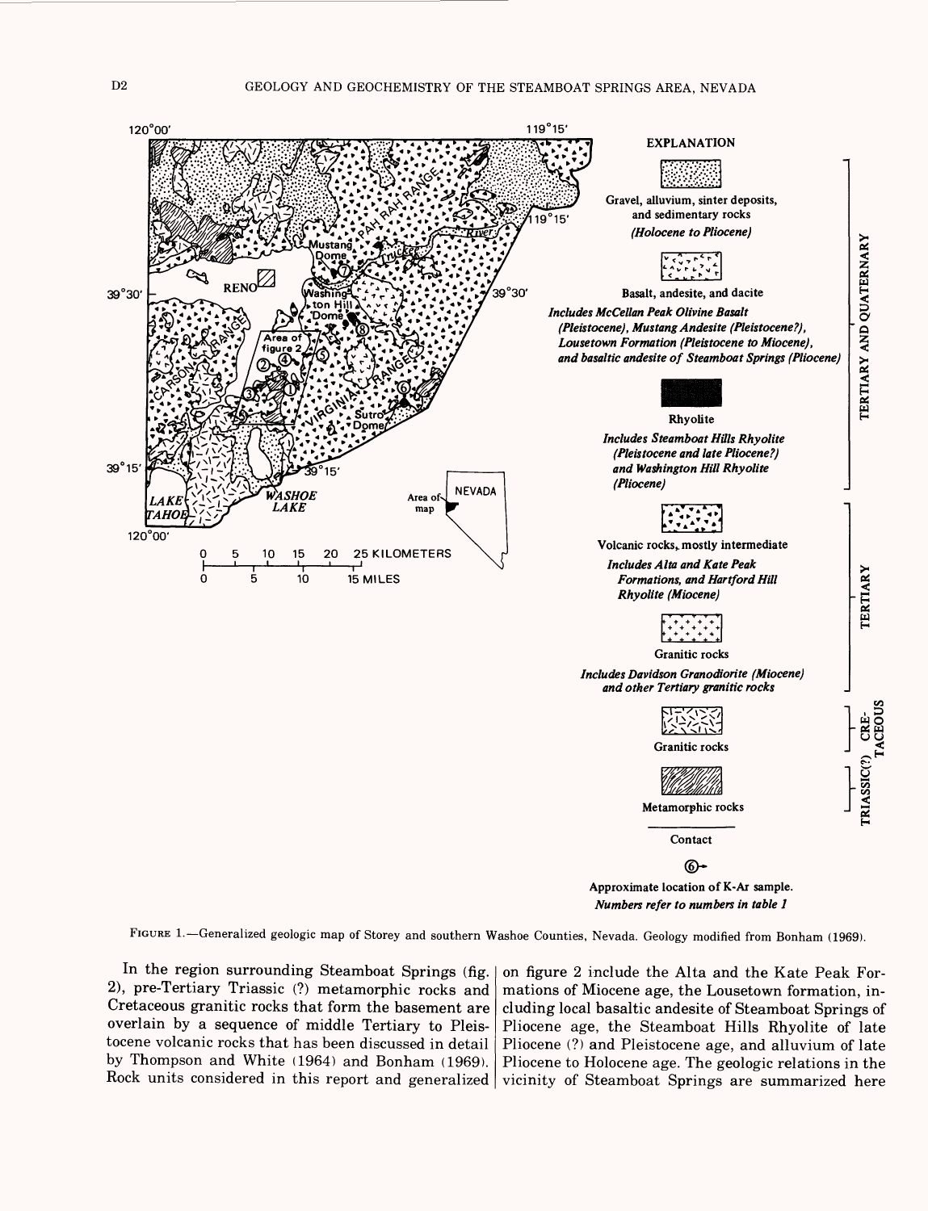FIGURE 1.—Generalized geologic map of Storey and southern Washoe Counties, Nevada. Geology modified from Bonham (1969).

In the region surrounding Steamboat Springs (fig. 2), pre-Tertiary Triassic (?) metamorphic rocks and Cretaceous granitic rocks that form the basement are overlain by a sequence of middle Tertiary to Pleistocene volcanic rocks that has been discussed in detail by Thompson and White (1964) and Bonham (1969). Rock units considered in this report and generalized on figure 2 include the Alta and the Kate Peak Formations of Miocene age, the Lousetown formation, including local basaltic andesite of Steamboat Springs of Pliocene age, the Steamboat Hills Rhyolite of late Pliocene (?) and Pleistocene age, and alluvium of late Pliocene to Holocene age. The geologic relations in the vicinity of Steamboat Springs are summarized here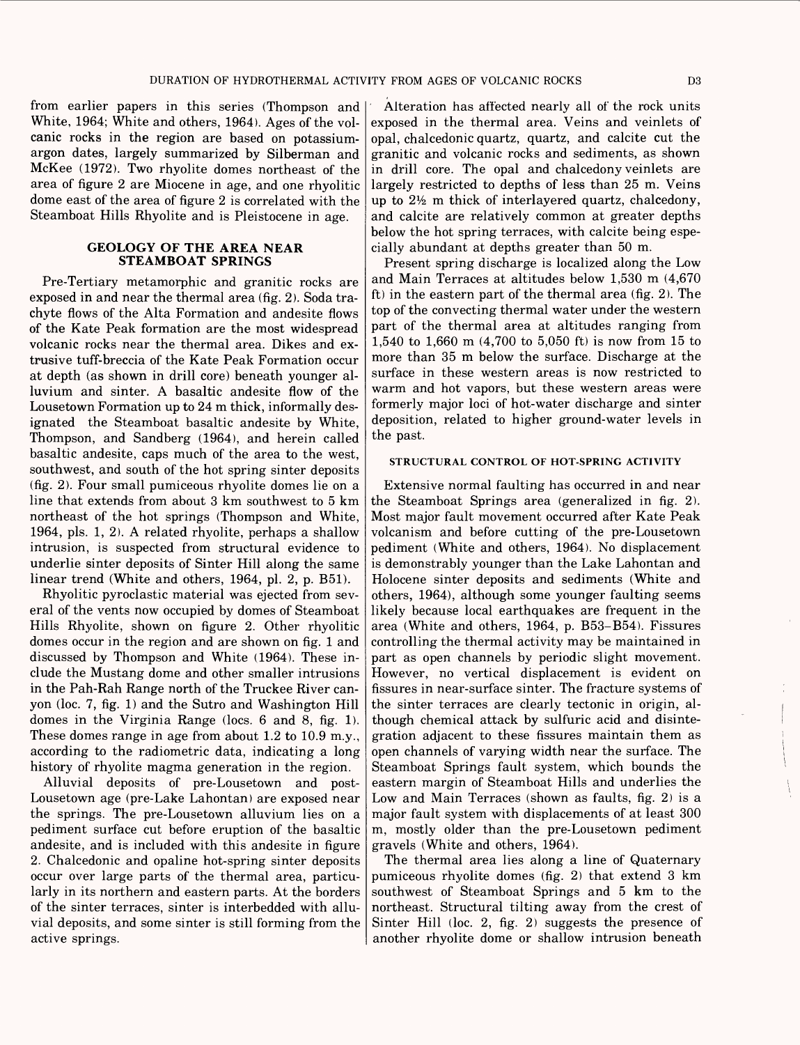from earlier papers in this series (Thompson and White, 1964; White and others, 1964). Ages of the volcanic rocks in the region are based on potassium-argon dates, largely summarized by Silberman and McKee (1972). Two rhyolite domes northeast of the area of figure 2 are Miocene in age, and one rhyolitic dome east of the area of figure 2 is correlated with the Steamboat Hills Rhyolite and is Pleistocene in age.

## GEOLOGY OF THE AREA NEAR STEAMBOAT SPRINGS

Pre-Tertiary metamorphic and granitic rocks are exposed in and near the thermal area (fig. 2). Soda trachyte flows of the Alta Formation and andesite flows of the Kate Peak formation are the most widespread volcanic rocks near the thermal area. Dikes and extrusive tuff-breccia of the Kate Peak Formation occur at depth (as shown in drill core) beneath younger alluvium and sinter. A basaltic andesite flow of the Lousetown Formation up to 24 m thick, informally designated the Steamboat basaltic andesite by White, Thompson, and Sandberg (1964), and herein called basaltic andesite, caps much of the area to the west, southwest, and south of the hot spring sinter deposits (fig. 2). Four small pumiceous rhyolite domes lie on a line that extends from about 3 km southwest to 5 km northeast of the hot springs (Thompson and White, 1964, pls. 1, 2). A related rhyolite, perhaps a shallow intrusion, is suspected from structural evidence to underlie sinter deposits of Sinter Hill along the same linear trend (White and others, 1964, pl. 2, p. B51).

Rhyolitic pyroclastic material was ejected from several of the vents now occupied by domes of Steamboat Hills Rhyolite, shown on figure 2. Other rhyolitic domes occur in the region and are shown on fig. 1 and discussed by Thompson and White (1964). These include the Mustang dome and other smaller intrusions in the Pah-Rah Range north of the Truckee River canyon (loc. 7, fig. 1) and the Sutro and Washington Hill domes in the Virginia Range (locs. 6 and 8, fig. 1). These domes range in age from about 1.2 to 10.9 m.y., according to the radiometric data, indicating a long history of rhyolite magma generation in the region.

Alluvial deposits of pre-Lousetown and post-Lousetown age (pre-Lake Lahontan) are exposed near the springs. The pre-Lousetown alluvium lies on a pediment surface cut before eruption of the basaltic andesite, and is included with this andesite in figure 2. Chalcedonic and opaline hot-spring sinter deposits occur over large parts of the thermal area, particularly in its northern and eastern parts. At the borders of the sinter terraces, sinter is interbedded with alluvial deposits, and some sinter is still forming from the active springs.

Alteration has affected nearly all of the rock units exposed in the thermal area. Veins and veinlets of opal, chalcedonic quartz, quartz, and calcite cut the granitic and volcanic rocks and sediments, as shown in drill core. The opal and chalcedony veinlets are largely restricted to depths of less than 25 m. Veins up to 2½ m thick of interlayered quartz, chalcedony, and calcite are relatively common at greater depths below the hot spring terraces, with calcite being especially abundant at depths greater than 50 m.

Present spring discharge is localized along the Low and Main Terraces at altitudes below 1,530 m (4,670 ft) in the eastern part of the thermal area (fig. 2). The top of the convecting thermal water under the western part of the thermal area at altitudes ranging from 1,540 to 1,660 m (4,700 to 5,050 ft) is now from 15 to more than 35 m below the surface. Discharge at the surface in these western areas is now restricted to warm and hot vapors, but these western areas were formerly major loci of hot-water discharge and sinter deposition, related to higher ground-water levels in the past.

### STRUCTURAL CONTROL OF HOT-SPRING ACTIVITY

Extensive normal faulting has occurred in and near the Steamboat Springs area (generalized in fig. 2). Most major fault movement occurred after Kate Peak volcanism and before cutting of the pre-Lousetown pediment (White and others, 1964). No displacement is demonstrably younger than the Lake Lahontan and Holocene sinter deposits and sediments (White and others, 1964), although some younger faulting seems likely because local earthquakes are frequent in the area (White and others, 1964, p. B53–B54). Fissures controlling the thermal activity may be maintained in part as open channels by periodic slight movement. However, no vertical displacement is evident on fissures in near-surface sinter. The fracture systems of the sinter terraces are clearly tectonic in origin, although chemical attack by sulfuric acid and disintegration adjacent to these fissures maintain them as open channels of varying width near the surface. The Steamboat Springs fault system, which bounds the eastern margin of Steamboat Hills and underlies the Low and Main Terraces (shown as faults, fig. 2) is a major fault system with displacements of at least 300 m, mostly older than the pre-Lousetown pediment gravels (White and others, 1964).

The thermal area lies along a line of Quaternary pumiceous rhyolite domes (fig. 2) that extend 3 km southwest of Steamboat Springs and 5 km to the northeast. Structural tilting away from the crest of Sinter Hill (loc. 2, fig. 2) suggests the presence of another rhyolite dome or shallow intrusion beneath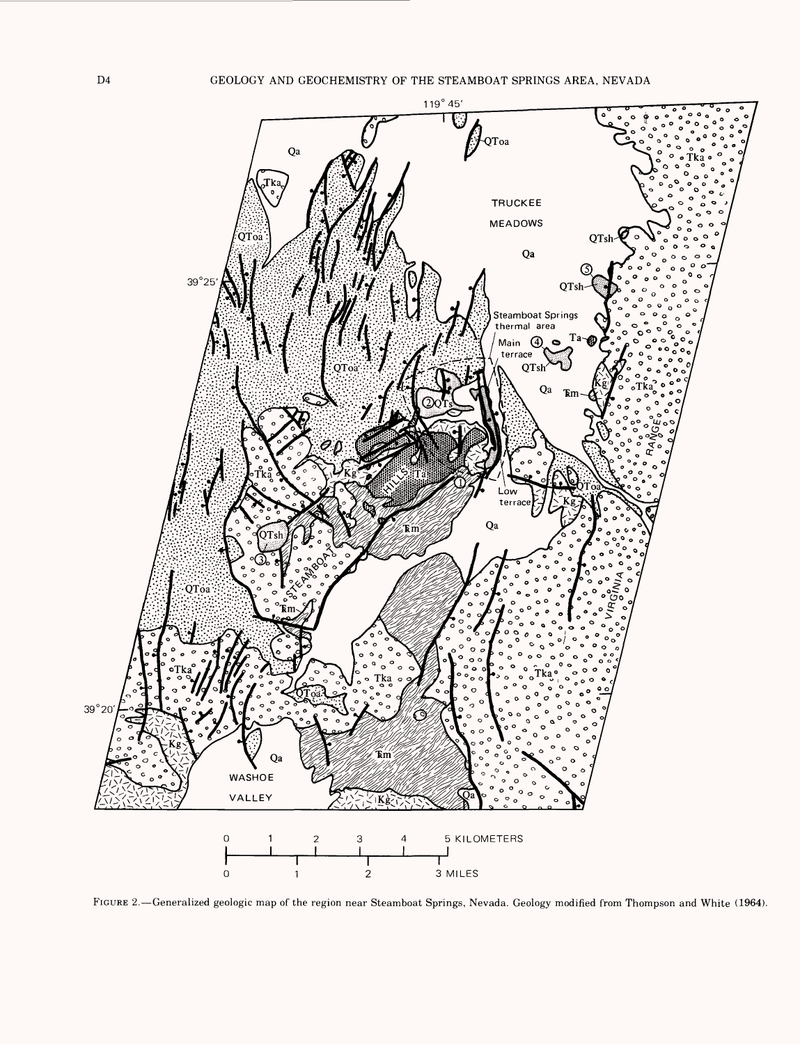FIGURE 2.—Generalized geologic map of the region near Steamboat Springs, Nevada. Geology modified from Thompson and White (1964).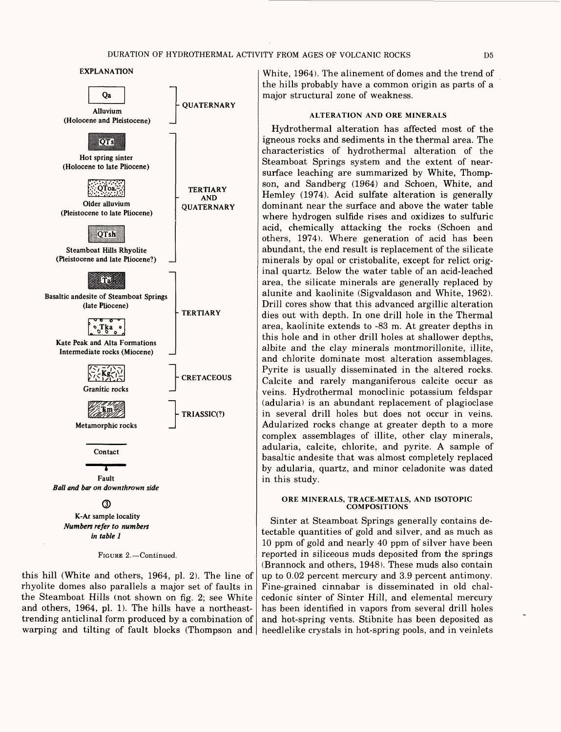**EXPLANATION**

| Symbol | Unit | Age |
|---|---|---|
| Qa | Alluvium (Holocene and Pleistocene) | QUATERNARY |
| QTs | Hot spring sinter (Holocene to late Pliocene) | TERTIARY AND QUATERNARY |
| QToa | Older alluvium (Pleistocene to late Pliocene) | TERTIARY AND QUATERNARY |
| QTsh | Steamboat Hills Rhyolite (Pleistocene and late Pliocene?) | TERTIARY AND QUATERNARY |
| Ta | Basaltic andesite of Steamboat Springs (late Pliocene) | TERTIARY |
| Tka | Kate Peak and Alta Formations Intermediate rocks (Miocene) | TERTIARY |
| Kg | Granitic rocks | CRETACEOUS |
| Ꞇm | Metamorphic rocks | TRIASSIC(?) |

Contact

Fault
*Ball and bar on downthrown side*

③
K-Ar sample locality
*Numbers refer to numbers in table 1*

FIGURE 2.—Continued.

this hill (White and others, 1964, pl. 2). The line of rhyolite domes also parallels a major set of faults in the Steamboat Hills (not shown on fig. 2; see White and others, 1964, pl. 1). The hills have a northeast-trending anticlinal form produced by a combination of warping and tilting of fault blocks (Thompson and White, 1964). The alinement of domes and the trend of the hills probably have a common origin as parts of a major structural zone of weakness.

### ALTERATION AND ORE MINERALS

Hydrothermal alteration has affected most of the igneous rocks and sediments in the thermal area. The characteristics of hydrothermal alteration of the Steamboat Springs system and the extent of near-surface leaching are summarized by White, Thompson, and Sandberg (1964) and Schoen, White, and Hemley (1974). Acid sulfate alteration is generally dominant near the surface and above the water table where hydrogen sulfide rises and oxidizes to sulfuric acid, chemically attacking the rocks (Schoen and others, 1974). Where generation of acid has been abundant, the end result is replacement of the silicate minerals by opal or cristobalite, except for relict original quartz. Below the water table of an acid-leached area, the silicate minerals are generally replaced by alunite and kaolinite (Sigvaldason and White, 1962). Drill cores show that this advanced argillic alteration dies out with depth. In one drill hole in the Thermal area, kaolinite extends to -83 m. At greater depths in this hole and in other drill holes at shallower depths, albite and the clay minerals montmorillonite, illite, and chlorite dominate most alteration assemblages. Pyrite is usually disseminated in the altered rocks. Calcite and rarely manganiferous calcite occur as veins. Hydrothermal monoclinic potassium feldspar (adularia) is an abundant replacement of plagioclase in several drill holes but does not occur in veins. Adularized rocks change at greater depth to a more complex assemblages of illite, other clay minerals, adularia, calcite, chlorite, and pyrite. A sample of basaltic andesite that was almost completely replaced by adularia, quartz, and minor celadonite was dated in this study.

### ORE MINERALS, TRACE-METALS, AND ISOTOPIC COMPOSITIONS

Sinter at Steamboat Springs generally contains detectable quantities of gold and silver, and as much as 10 ppm of gold and nearly 40 ppm of silver have been reported in siliceous muds deposited from the springs (Brannock and others, 1948). These muds also contain up to 0.02 percent mercury and 3.9 percent antimony. Fine-grained cinnabar is disseminated in old chalcedonic sinter of Sinter Hill, and elemental mercury has been identified in vapors from several drill holes and hot-spring vents. Stibnite has been deposited as needlelike crystals in hot-spring pools, and in veinlets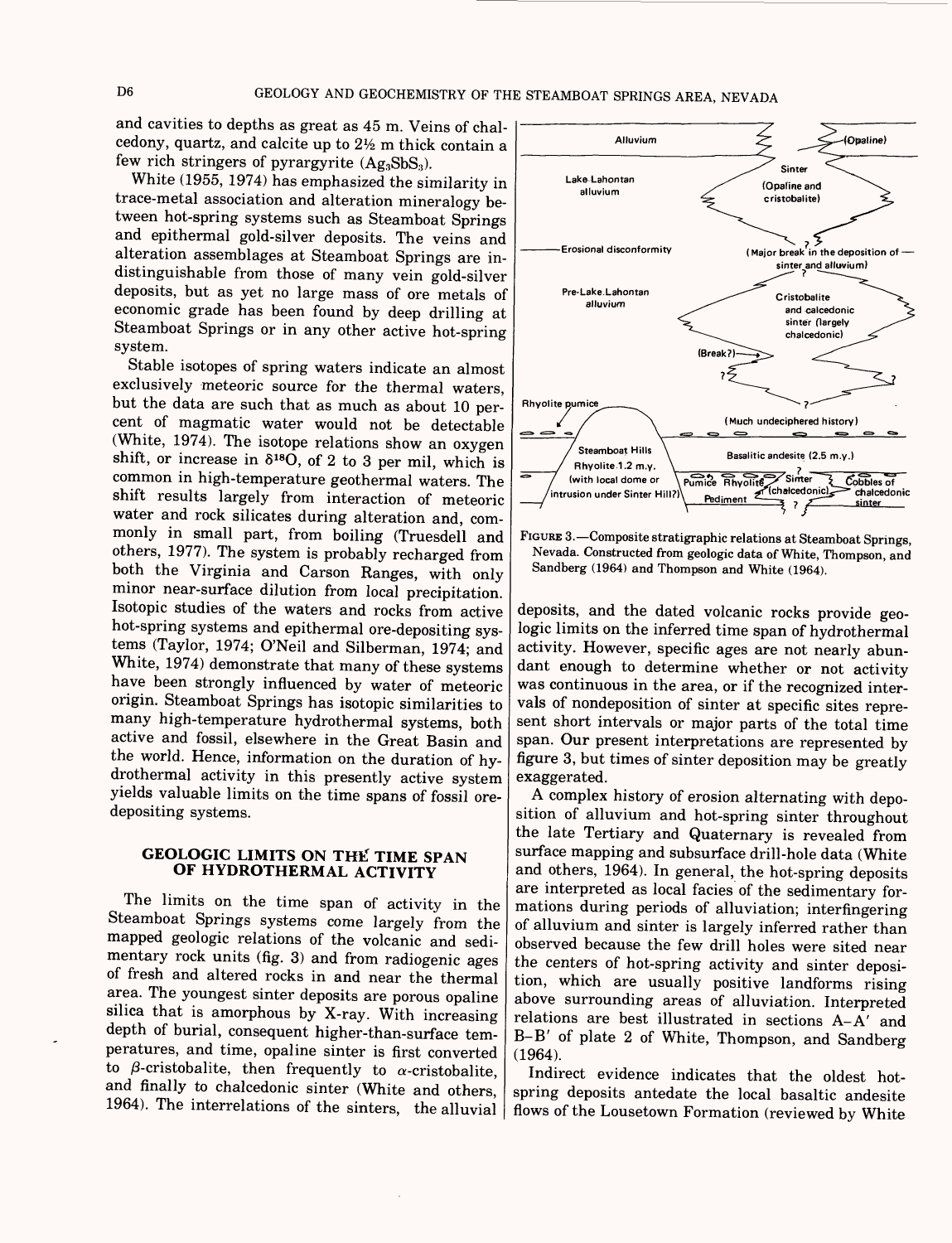and cavities to depths as great as 45 m. Veins of chalcedony, quartz, and calcite up to 2½ m thick contain a few rich stringers of pyrargyrite ($Ag_3SbS_3$).

White (1955, 1974) has emphasized the similarity in trace-metal association and alteration mineralogy between hot-spring systems such as Steamboat Springs and epithermal gold-silver deposits. The veins and alteration assemblages at Steamboat Springs are indistinguishable from those of many vein gold-silver deposits, but as yet no large mass of ore metals of economic grade has been found by deep drilling at Steamboat Springs or in any other active hot-spring system.

Stable isotopes of spring waters indicate an almost exclusively meteoric source for the thermal waters, but the data are such that as much as about 10 percent of magmatic water would not be detectable (White, 1974). The isotope relations show an oxygen shift, or increase in $\delta^{18}O$, of 2 to 3 per mil, which is common in high-temperature geothermal waters. The shift results largely from interaction of meteoric water and rock silicates during alteration and, commonly in small part, from boiling (Truesdell and others, 1977). The system is probably recharged from both the Virginia and Carson Ranges, with only minor near-surface dilution from local precipitation. Isotopic studies of the waters and rocks from active hot-spring systems and epithermal ore-depositing systems (Taylor, 1974; O'Neil and Silberman, 1974; and White, 1974) demonstrate that many of these systems have been strongly influenced by water of meteoric origin. Steamboat Springs has isotopic similarities to many high-temperature hydrothermal systems, both active and fossil, elsewhere in the Great Basin and the world. Hence, information on the duration of hydrothermal activity in this presently active system yields valuable limits on the time spans of fossil ore-depositing systems.

## GEOLOGIC LIMITS ON THE TIME SPAN OF HYDROTHERMAL ACTIVITY

The limits on the time span of activity in the Steamboat Springs systems come largely from the mapped geologic relations of the volcanic and sedimentary rock units (fig. 3) and from radiogenic ages of fresh and altered rocks in and near the thermal area. The youngest sinter deposits are porous opaline silica that is amorphous by X-ray. With increasing depth of burial, consequent higher-than-surface temperatures, and time, opaline sinter is first converted to $\beta$-cristobalite, then frequently to $\alpha$-cristobalite, and finally to chalcedonic sinter (White and others, 1964). The interrelations of the sinters, the alluvial deposits, and the dated volcanic rocks provide geologic limits on the inferred time span of hydrothermal activity. However, specific ages are not nearly abundant enough to determine whether or not activity was continuous in the area, or if the recognized intervals of nondeposition of sinter at specific sites represent short intervals or major parts of the total time span. Our present interpretations are represented by figure 3, but times of sinter deposition may be greatly exaggerated.

FIGURE 3.—Composite stratigraphic relations at Steamboat Springs, Nevada. Constructed from geologic data of White, Thompson, and Sandberg (1964) and Thompson and White (1964).

A complex history of erosion alternating with deposition of alluvium and hot-spring sinter throughout the late Tertiary and Quaternary is revealed from surface mapping and subsurface drill-hole data (White and others, 1964). In general, the hot-spring deposits are interpreted as local facies of the sedimentary formations during periods of alluviation; interfingering of alluvium and sinter is largely inferred rather than observed because the few drill holes were sited near the centers of hot-spring activity and sinter deposition, which are usually positive landforms rising above surrounding areas of alluviation. Interpreted relations are best illustrated in sections A–A′ and B–B′ of plate 2 of White, Thompson, and Sandberg (1964).

Indirect evidence indicates that the oldest hot-spring deposits antedate the local basaltic andesite flows of the Lousetown Formation (reviewed by White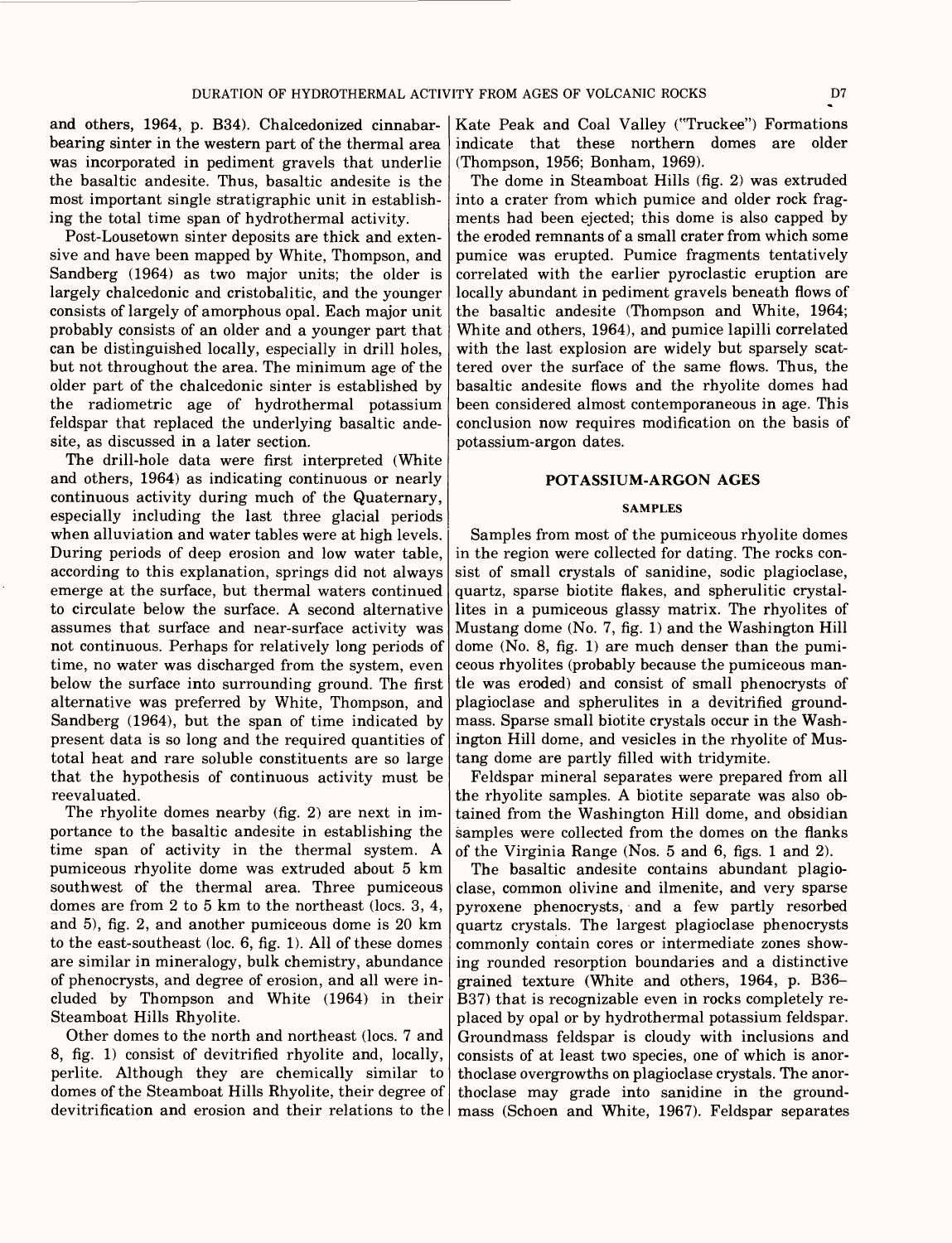and others, 1964, p. B34). Chalcedonized cinnabar-bearing sinter in the western part of the thermal area was incorporated in pediment gravels that underlie the basaltic andesite. Thus, basaltic andesite is the most important single stratigraphic unit in establishing the total time span of hydrothermal activity.

Post-Lousetown sinter deposits are thick and extensive and have been mapped by White, Thompson, and Sandberg (1964) as two major units; the older is largely chalcedonic and cristobalitic, and the younger consists of largely of amorphous opal. Each major unit probably consists of an older and a younger part that can be distinguished locally, especially in drill holes, but not throughout the area. The minimum age of the older part of the chalcedonic sinter is established by the radiometric age of hydrothermal potassium feldspar that replaced the underlying basaltic andesite, as discussed in a later section.

The drill-hole data were first interpreted (White and others, 1964) as indicating continuous or nearly continuous activity during much of the Quaternary, especially including the last three glacial periods when alluviation and water tables were at high levels. During periods of deep erosion and low water table, according to this explanation, springs did not always emerge at the surface, but thermal waters continued to circulate below the surface. A second alternative assumes that surface and near-surface activity was not continuous. Perhaps for relatively long periods of time, no water was discharged from the system, even below the surface into surrounding ground. The first alternative was preferred by White, Thompson, and Sandberg (1964), but the span of time indicated by present data is so long and the required quantities of total heat and rare soluble constituents are so large that the hypothesis of continuous activity must be reevaluated.

The rhyolite domes nearby (fig. 2) are next in importance to the basaltic andesite in establishing the time span of activity in the thermal system. A pumiceous rhyolite dome was extruded about 5 km southwest of the thermal area. Three pumiceous domes are from 2 to 5 km to the northeast (locs. 3, 4, and 5), fig. 2, and another pumiceous dome is 20 km to the east-southeast (loc. 6, fig. 1). All of these domes are similar in mineralogy, bulk chemistry, abundance of phenocrysts, and degree of erosion, and all were included by Thompson and White (1964) in their Steamboat Hills Rhyolite.

Other domes to the north and northeast (locs. 7 and 8, fig. 1) consist of devitrified rhyolite and, locally, perlite. Although they are chemically similar to domes of the Steamboat Hills Rhyolite, their degree of devitrification and erosion and their relations to the Kate Peak and Coal Valley ("Truckee") Formations indicate that these northern domes are older (Thompson, 1956; Bonham, 1969).

The dome in Steamboat Hills (fig. 2) was extruded into a crater from which pumice and older rock fragments had been ejected; this dome is also capped by the eroded remnants of a small crater from which some pumice was erupted. Pumice fragments tentatively correlated with the earlier pyroclastic eruption are locally abundant in pediment gravels beneath flows of the basaltic andesite (Thompson and White, 1964; White and others, 1964), and pumice lapilli correlated with the last explosion are widely but sparsely scattered over the surface of the same flows. Thus, the basaltic andesite flows and the rhyolite domes had been considered almost contemporaneous in age. This conclusion now requires modification on the basis of potassium-argon dates.

## POTASSIUM-ARGON AGES

### SAMPLES

Samples from most of the pumiceous rhyolite domes in the region were collected for dating. The rocks consist of small crystals of sanidine, sodic plagioclase, quartz, sparse biotite flakes, and spherulitic crystallites in a pumiceous glassy matrix. The rhyolites of Mustang dome (No. 7, fig. 1) and the Washington Hill dome (No. 8, fig. 1) are much denser than the pumiceous rhyolites (probably because the pumiceous mantle was eroded) and consist of small phenocrysts of plagioclase and spherulites in a devitrified groundmass. Sparse small biotite crystals occur in the Washington Hill dome, and vesicles in the rhyolite of Mustang dome are partly filled with tridymite.

Feldspar mineral separates were prepared from all the rhyolite samples. A biotite separate was also obtained from the Washington Hill dome, and obsidian samples were collected from the domes on the flanks of the Virginia Range (Nos. 5 and 6, figs. 1 and 2).

The basaltic andesite contains abundant plagioclase, common olivine and ilmenite, and very sparse pyroxene phenocrysts, and a few partly resorbed quartz crystals. The largest plagioclase phenocrysts commonly contain cores or intermediate zones showing rounded resorption boundaries and a distinctive grained texture (White and others, 1964, p. B36–B37) that is recognizable even in rocks completely replaced by opal or by hydrothermal potassium feldspar. Groundmass feldspar is cloudy with inclusions and consists of at least two species, one of which is anorthoclase overgrowths on plagioclase crystals. The anorthoclase may grade into sanidine in the groundmass (Schoen and White, 1967). Feldspar separates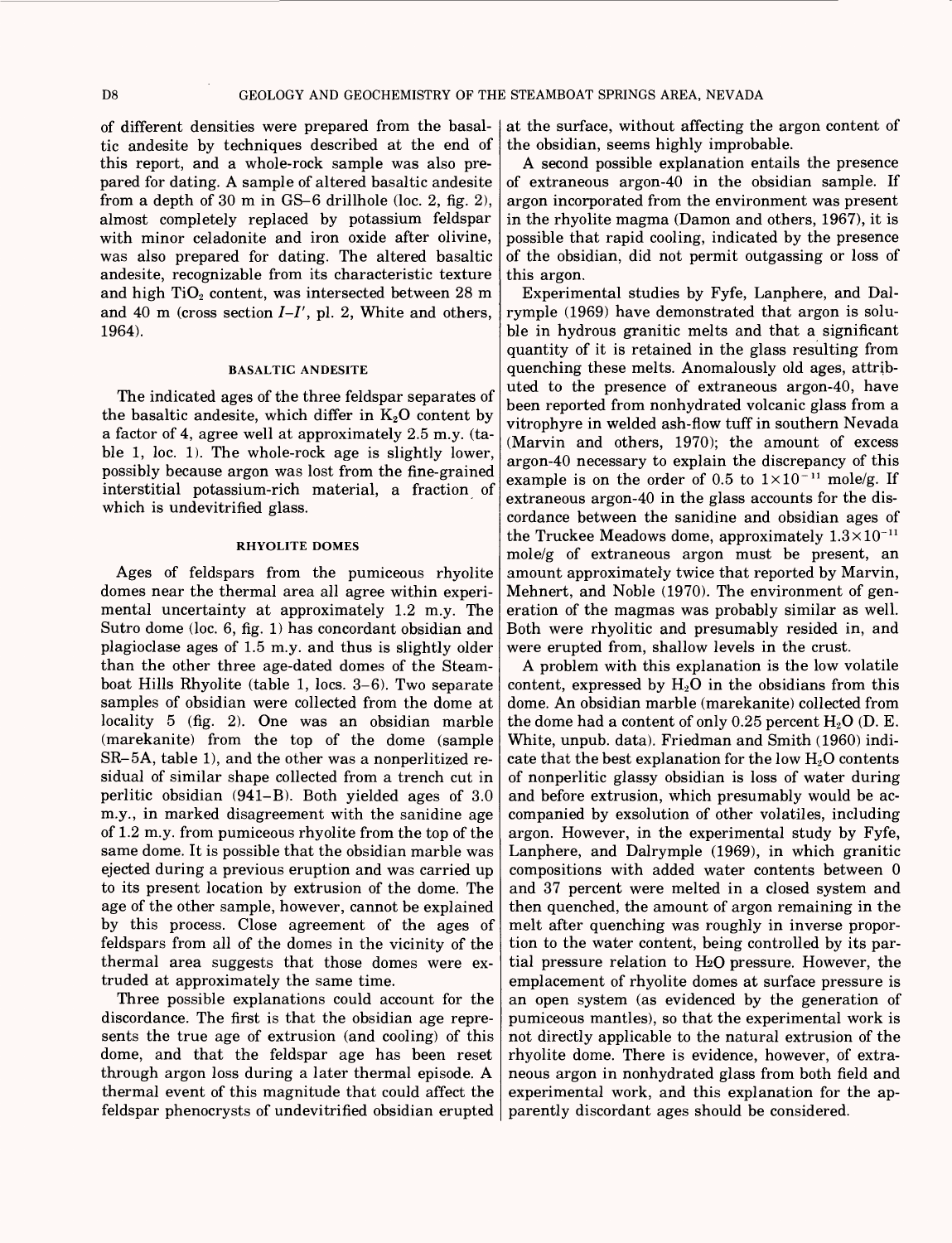of different densities were prepared from the basaltic andesite by techniques described at the end of this report, and a whole-rock sample was also prepared for dating. A sample of altered basaltic andesite from a depth of 30 m in GS–6 drillhole (loc. 2, fig. 2), almost completely replaced by potassium feldspar with minor celadonite and iron oxide after olivine, was also prepared for dating. The altered basaltic andesite, recognizable from its characteristic texture and high $TiO_2$ content, was intersected between 28 m and 40 m (cross section *I–I'*, pl. 2, White and others, 1964).

### BASALTIC ANDESITE

The indicated ages of the three feldspar separates of the basaltic andesite, which differ in $K_2O$ content by a factor of 4, agree well at approximately 2.5 m.y. (table 1, loc. 1). The whole-rock age is slightly lower, possibly because argon was lost from the fine-grained interstitial potassium-rich material, a fraction of which is undevitrified glass.

### RHYOLITE DOMES

Ages of feldspars from the pumiceous rhyolite domes near the thermal area all agree within experimental uncertainty at approximately 1.2 m.y. The Sutro dome (loc. 6, fig. 1) has concordant obsidian and plagioclase ages of 1.5 m.y. and thus is slightly older than the other three age-dated domes of the Steamboat Hills Rhyolite (table 1, locs. 3–6). Two separate samples of obsidian were collected from the dome at locality 5 (fig. 2). One was an obsidian marble (marekanite) from the top of the dome (sample SR–5A, table 1), and the other was a nonperlitized residual of similar shape collected from a trench cut in perlitic obsidian (941–B). Both yielded ages of 3.0 m.y., in marked disagreement with the sanidine age of 1.2 m.y. from pumiceous rhyolite from the top of the same dome. It is possible that the obsidian marble was ejected during a previous eruption and was carried up to its present location by extrusion of the dome. The age of the other sample, however, cannot be explained by this process. Close agreement of the ages of feldspars from all of the domes in the vicinity of the thermal area suggests that those domes were extruded at approximately the same time.

Three possible explanations could account for the discordance. The first is that the obsidian age represents the true age of extrusion (and cooling) of this dome, and that the feldspar age has been reset through argon loss during a later thermal episode. A thermal event of this magnitude that could affect the feldspar phenocrysts of undevitrified obsidian erupted at the surface, without affecting the argon content of the obsidian, seems highly improbable.

A second possible explanation entails the presence of extraneous argon-40 in the obsidian sample. If argon incorporated from the environment was present in the rhyolite magma (Damon and others, 1967), it is possible that rapid cooling, indicated by the presence of the obsidian, did not permit outgassing or loss of this argon.

Experimental studies by Fyfe, Lanphere, and Dalrymple (1969) have demonstrated that argon is soluble in hydrous granitic melts and that a significant quantity of it is retained in the glass resulting from quenching these melts. Anomalously old ages, attributed to the presence of extraneous argon-40, have been reported from nonhydrated volcanic glass from a vitrophyre in welded ash-flow tuff in southern Nevada (Marvin and others, 1970); the amount of excess argon-40 necessary to explain the discrepancy of this example is on the order of 0.5 to $1\times10^{-11}$ mole/g. If extraneous argon-40 in the glass accounts for the discordance between the sanidine and obsidian ages of the Truckee Meadows dome, approximately $1.3\times10^{-11}$ mole/g of extraneous argon must be present, an amount approximately twice that reported by Marvin, Mehnert, and Noble (1970). The environment of generation of the magmas was probably similar as well. Both were rhyolitic and presumably resided in, and were erupted from, shallow levels in the crust.

A problem with this explanation is the low volatile content, expressed by $H_2O$ in the obsidians from this dome. An obsidian marble (marekanite) collected from the dome had a content of only 0.25 percent $H_2O$ (D. E. White, unpub. data). Friedman and Smith (1960) indicate that the best explanation for the low $H_2O$ contents of nonperlitic glassy obsidian is loss of water during and before extrusion, which presumably would be accompanied by exsolution of other volatiles, including argon. However, in the experimental study by Fyfe, Lanphere, and Dalrymple (1969), in which granitic compositions with added water contents between 0 and 37 percent were melted in a closed system and then quenched, the amount of argon remaining in the melt after quenching was roughly in inverse proportion to the water content, being controlled by its partial pressure relation to $H_2O$ pressure. However, the emplacement of rhyolite domes at surface pressure is an open system (as evidenced by the generation of pumiceous mantles), so that the experimental work is not directly applicable to the natural extrusion of the rhyolite dome. There is evidence, however, of extraneous argon in nonhydrated glass from both field and experimental work, and this explanation for the apparently discordant ages should be considered.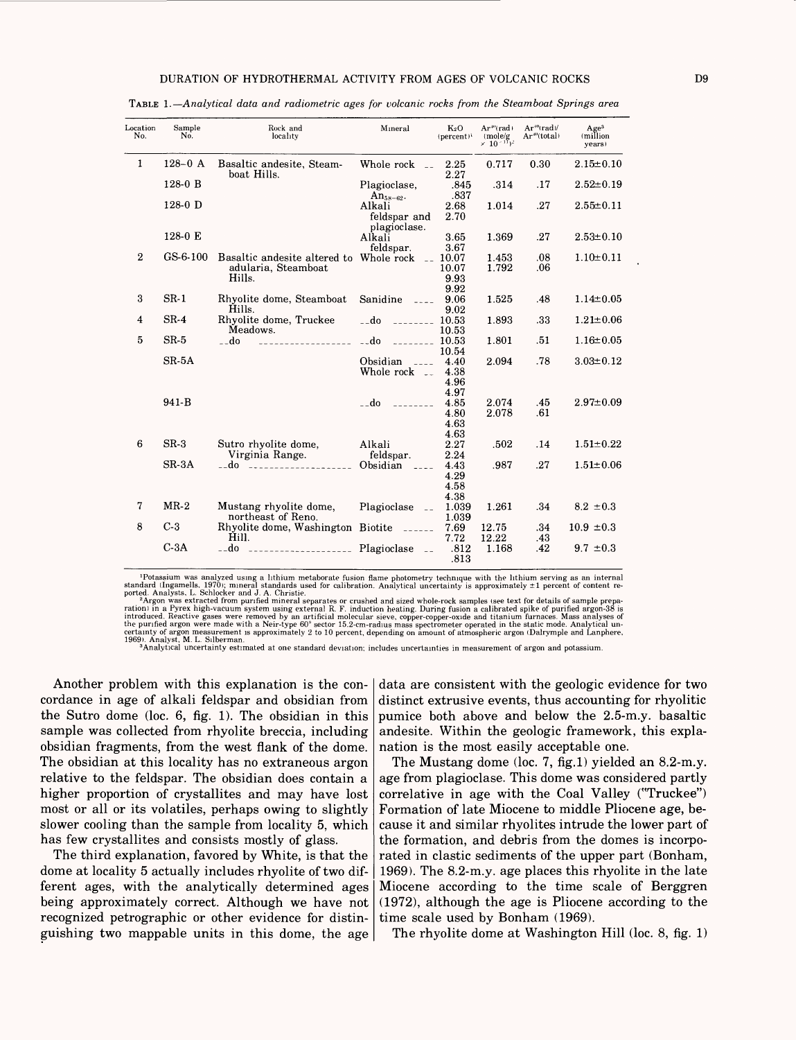TABLE 1.—*Analytical data and radiometric ages for volcanic rocks from the Steamboat Springs area*

| Location No. | Sample No. | Rock and locality | Mineral | $K_2O$ (percent)[1] | $Ar^{40}$(rad) (mole/g $\times 10^{-11}$)[2] | $Ar^{40}$(rad)/ $Ar^{40}$(total) | Age[3] (million years) |
|---|---|---|---|---|---|---|---|
| 1 | 128–0 A | Basaltic andesite, Steamboat Hills. | Whole rock | 2.25<br>2.27 | 0.717 | 0.30 | 2.15±0.10 |
| | 128-0 B | | Plagioclase, $An_{58-62}$. | .845<br>.837 | .314 | .17 | 2.52±0.19 |
| | 128-0 D | | Alkali feldspar and plagioclase. | 2.68<br>2.70 | 1.014 | .27 | 2.55±0.11 |
| | 128-0 E | | Alkali feldspar. | 3.65<br>3.67 | 1.369 | .27 | 2.53±0.10 |
| 2 | GS-6-100 | Basaltic andesite altered to adularia, Steamboat Hills. | Whole rock | 10.07<br>10.07<br>9.93<br>9.92 | 1.453<br>1.792 | .08<br>.06 | 1.10±0.11 |
| 3 | SR-1 | Rhyolite dome, Steamboat Hills. | Sanidine | 9.06<br>9.02 | 1.525 | .48 | 1.14±0.05 |
| 4 | SR-4 | Rhyolite dome, Truckee Meadows. | --do | 10.53<br>10.53 | 1.893 | .33 | 1.21±0.06 |
| 5 | SR-5 | --do | --do | 10.53<br>10.54 | 1.801 | .51 | 1.16±0.05 |
| | SR-5A | | Obsidian | 4.40<br>4.38 | 2.094 | .78 | 3.03±0.12 |
| | | | Whole rock | 4.96<br>4.97 | | | |
| | 941-B | | --do | 4.85<br>4.80<br>4.63<br>4.63 | 2.074<br>2.078 | .45<br>.61 | 2.97±0.09 |
| 6 | SR-3 | Sutro rhyolite dome, Virginia Range. | Alkali feldspar. | 2.27<br>2.24 | .502 | .14 | 1.51±0.22 |
| | SR-3A | --do | Obsidian | 4.43<br>4.29<br>4.58<br>4.38 | .987 | .27 | 1.51±0.06 |
| 7 | MR-2 | Mustang rhyolite dome, northeast of Reno. | Plagioclase | 1.039<br>1.039 | 1.261 | .34 | 8.2 ±0.3 |
| 8 | C-3 | Rhyolite dome, Washington Hill. | Biotite | 7.69<br>7.72 | 12.75<br>12.22 | .34<br>.43 | 10.9 ±0.3 |
| | C-3A | --do | Plagioclase | .812<br>.813 | 1.168 | .42 | 9.7 ±0.3 |

[1]Potassium was analyzed using a lithium metaborate fusion flame photometry technique with the lithium serving as an internal standard (Ingamells, 1970); mineral standards used for calibration. Analytical uncertainty is approximately ±1 percent of content reported. Analysts, L. Schlocker and J. A. Christie.

[2]Argon was extracted from purified mineral separates or crushed and sized whole-rock samples (see text for details of sample preparation) in a Pyrex high-vacuum system using external R. F. induction heating. During fusion a calibrated spike of purified argon-38 is introduced. Reactive gases were removed by an artificial molecular sieve, copper-copper-oxide and titanium furnaces. Mass analyses of the purified argon were made with a Neir-type 60° sector 15.2-cm-radius mass spectrometer operated in the static mode. Analytical uncertainty of argon measurement is approximately 2 to 10 percent, depending on amount of atmospheric argon (Dalrymple and Lanphere, 1969). Analyst, M. L. Silberman.

[3]Analytical uncertainty estimated at one standard deviation; includes uncertainties in measurement of argon and potassium.

Another problem with this explanation is the concordance in age of alkali feldspar and obsidian from the Sutro dome (loc. 6, fig. 1). The obsidian in this sample was collected from rhyolite breccia, including obsidian fragments, from the west flank of the dome. The obsidian at this locality has no extraneous argon relative to the feldspar. The obsidian does contain a higher proportion of crystallites and may have lost most or all or its volatiles, perhaps owing to slightly slower cooling than the sample from locality 5, which has few crystallites and consists mostly of glass.

The third explanation, favored by White, is that the dome at locality 5 actually includes rhyolite of two different ages, with the analytically determined ages being approximately correct. Although we have not recognized petrographic or other evidence for distinguishing two mappable units in this dome, the age data are consistent with the geologic evidence for two distinct extrusive events, thus accounting for rhyolitic pumice both above and below the 2.5-m.y. basaltic andesite. Within the geologic framework, this explanation is the most easily acceptable one.

The Mustang dome (loc. 7, fig.1) yielded an 8.2-m.y. age from plagioclase. This dome was considered partly correlative in age with the Coal Valley ("Truckee") Formation of late Miocene to middle Pliocene age, because it and similar rhyolites intrude the lower part of the formation, and debris from the domes is incorporated in clastic sediments of the upper part (Bonham, 1969). The 8.2-m.y. age places this rhyolite in the late Miocene according to the time scale of Berggren (1972), although the age is Pliocene according to the time scale used by Bonham (1969).

The rhyolite dome at Washington Hill (loc. 8, fig. 1)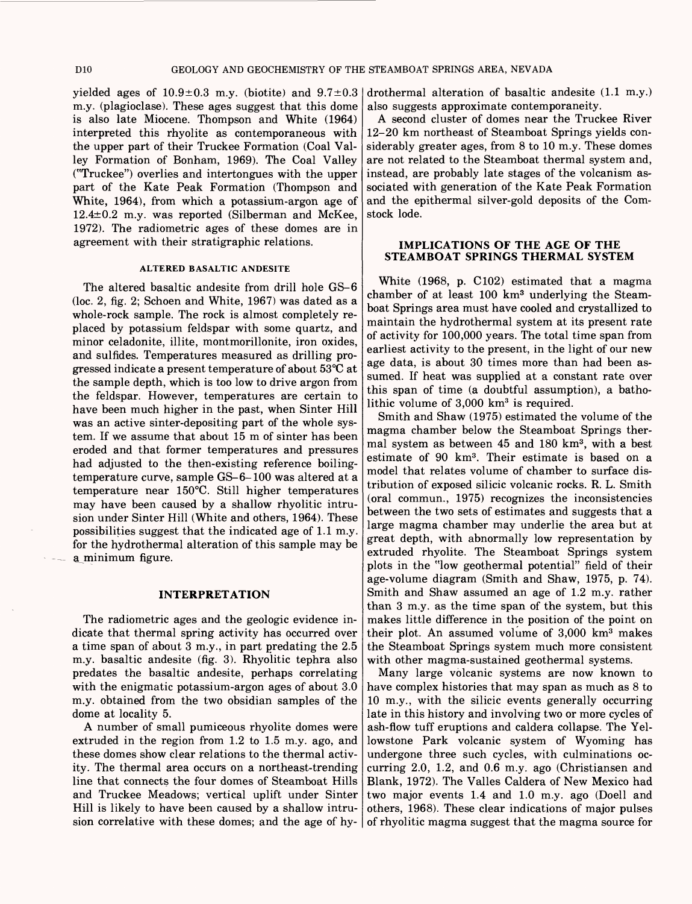yielded ages of 10.9±0.3 m.y. (biotite) and 9.7±0.3 m.y. (plagioclase). These ages suggest that this dome is also late Miocene. Thompson and White (1964) interpreted this rhyolite as contemporaneous with the upper part of their Truckee Formation (Coal Valley Formation of Bonham, 1969). The Coal Valley ("Truckee") overlies and intertongues with the upper part of the Kate Peak Formation (Thompson and White, 1964), from which a potassium-argon age of 12.4±0.2 m.y. was reported (Silberman and McKee, 1972). The radiometric ages of these domes are in agreement with their stratigraphic relations.

#### ALTERED BASALTIC ANDESITE

The altered basaltic andesite from drill hole GS–6 (loc. 2, fig. 2; Schoen and White, 1967) was dated as a whole-rock sample. The rock is almost completely replaced by potassium feldspar with some quartz, and minor celadonite, illite, montmorillonite, iron oxides, and sulfides. Temperatures measured as drilling progressed indicate a present temperature of about 53°C at the sample depth, which is too low to drive argon from the feldspar. However, temperatures are certain to have been much higher in the past, when Sinter Hill was an active sinter-depositing part of the whole system. If we assume that about 15 m of sinter has been eroded and that former temperatures and pressures had adjusted to the then-existing reference boiling-temperature curve, sample GS–6–100 was altered at a temperature near 150°C. Still higher temperatures may have been caused by a shallow rhyolitic intrusion under Sinter Hill (White and others, 1964). These possibilities suggest that the indicated age of 1.1 m.y. for the hydrothermal alteration of this sample may be a minimum figure.

## INTERPRETATION

The radiometric ages and the geologic evidence indicate that thermal spring activity has occurred over a time span of about 3 m.y., in part predating the 2.5 m.y. basaltic andesite (fig. 3). Rhyolitic tephra also predates the basaltic andesite, perhaps correlating with the enigmatic potassium-argon ages of about 3.0 m.y. obtained from the two obsidian samples of the dome at locality 5.

A number of small pumiceous rhyolite domes were extruded in the region from 1.2 to 1.5 m.y. ago, and these domes show clear relations to the thermal activity. The thermal area occurs on a northeast-trending line that connects the four domes of Steamboat Hills and Truckee Meadows; vertical uplift under Sinter Hill is likely to have been caused by a shallow intrusion correlative with these domes; and the age of hydrothermal alteration of basaltic andesite (1.1 m.y.) also suggests approximate contemporaneity.

A second cluster of domes near the Truckee River 12–20 km northeast of Steamboat Springs yields considerably greater ages, from 8 to 10 m.y. These domes are not related to the Steamboat thermal system and, instead, are probably late stages of the volcanism associated with generation of the Kate Peak Formation and the epithermal silver-gold deposits of the Comstock lode.

## IMPLICATIONS OF THE AGE OF THE STEAMBOAT SPRINGS THERMAL SYSTEM

White (1968, p. C102) estimated that a magma chamber of at least 100 km$^3$ underlying the Steamboat Springs area must have cooled and crystallized to maintain the hydrothermal system at its present rate of activity for 100,000 years. The total time span from earliest activity to the present, in the light of our new age data, is about 30 times more than had been assumed. If heat was supplied at a constant rate over this span of time (a doubtful assumption), a batholithic volume of 3,000 km$^3$ is required.

Smith and Shaw (1975) estimated the volume of the magma chamber below the Steamboat Springs thermal system as between 45 and 180 km$^3$, with a best estimate of 90 km$^3$. Their estimate is based on a model that relates volume of chamber to surface distribution of exposed silicic volcanic rocks. R. L. Smith (oral commun., 1975) recognizes the inconsistencies between the two sets of estimates and suggests that a large magma chamber may underlie the area but at great depth, with abnormally low representation by extruded rhyolite. The Steamboat Springs system plots in the "low geothermal potential" field of their age-volume diagram (Smith and Shaw, 1975, p. 74). Smith and Shaw assumed an age of 1.2 m.y. rather than 3 m.y. as the time span of the system, but this makes little difference in the position of the point on their plot. An assumed volume of 3,000 km$^3$ makes the Steamboat Springs system much more consistent with other magma-sustained geothermal systems.

Many large volcanic systems are now known to have complex histories that may span as much as 8 to 10 m.y., with the silicic events generally occurring late in this history and involving two or more cycles of ash-flow tuff eruptions and caldera collapse. The Yellowstone Park volcanic system of Wyoming has undergone three such cycles, with culminations occurring 2.0, 1.2, and 0.6 m.y. ago (Christiansen and Blank, 1972). The Valles Caldera of New Mexico had two major events 1.4 and 1.0 m.y. ago (Doell and others, 1968). These clear indications of major pulses of rhyolitic magma suggest that the magma source for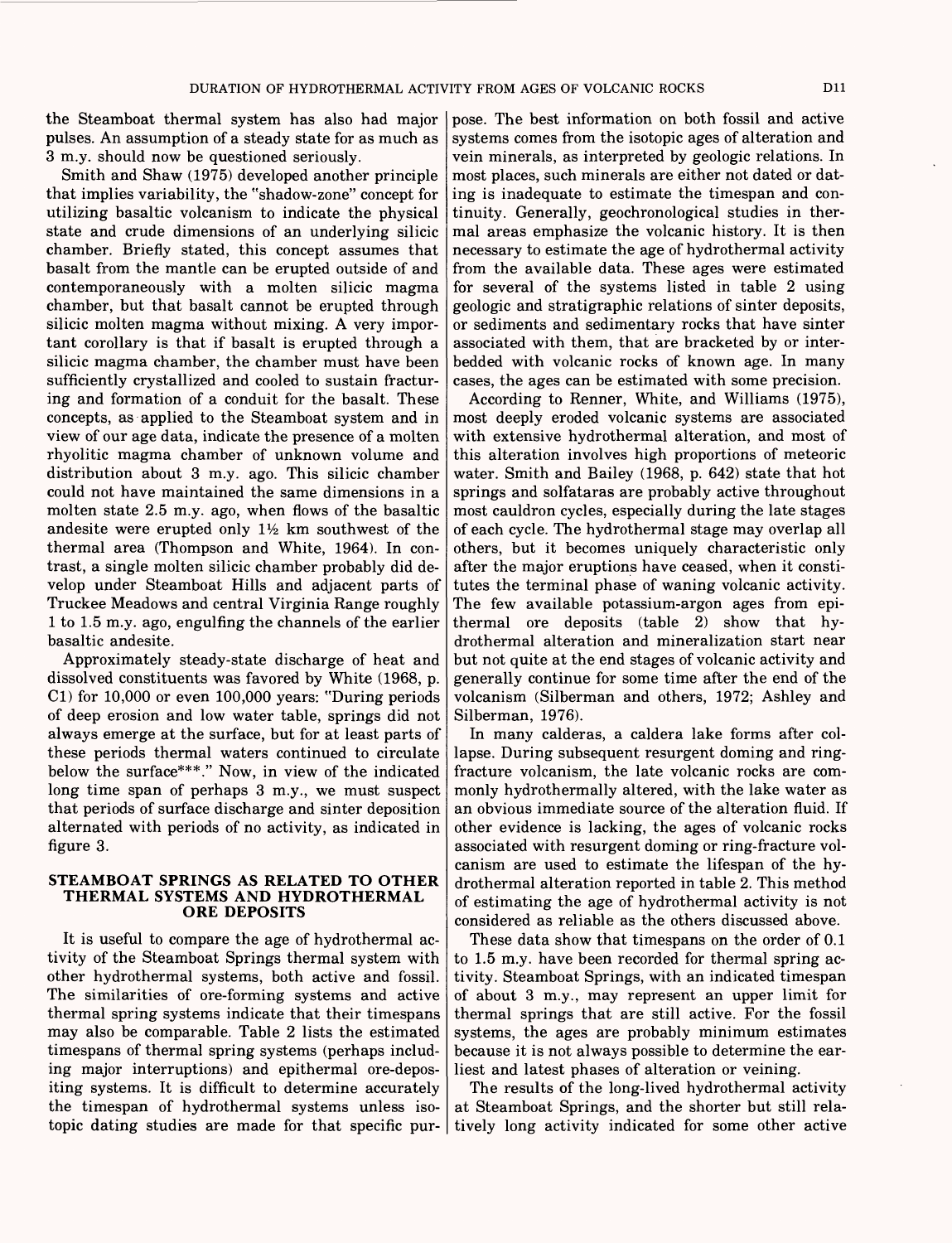the Steamboat thermal system has also had major pulses. An assumption of a steady state for as much as 3 m.y. should now be questioned seriously.

Smith and Shaw (1975) developed another principle that implies variability, the "shadow-zone" concept for utilizing basaltic volcanism to indicate the physical state and crude dimensions of an underlying silicic chamber. Briefly stated, this concept assumes that basalt from the mantle can be erupted outside of and contemporaneously with a molten silicic magma chamber, but that basalt cannot be erupted through silicic molten magma without mixing. A very important corollary is that if basalt is erupted through a silicic magma chamber, the chamber must have been sufficiently crystallized and cooled to sustain fracturing and formation of a conduit for the basalt. These concepts, as applied to the Steamboat system and in view of our age data, indicate the presence of a molten rhyolitic magma chamber of unknown volume and distribution about 3 m.y. ago. This silicic chamber could not have maintained the same dimensions in a molten state 2.5 m.y. ago, when flows of the basaltic andesite were erupted only 1½ km southwest of the thermal area (Thompson and White, 1964). In contrast, a single molten silicic chamber probably did develop under Steamboat Hills and adjacent parts of Truckee Meadows and central Virginia Range roughly 1 to 1.5 m.y. ago, engulfing the channels of the earlier basaltic andesite.

Approximately steady-state discharge of heat and dissolved constituents was favored by White (1968, p. C1) for 10,000 or even 100,000 years: "During periods of deep erosion and low water table, springs did not always emerge at the surface, but for at least parts of these periods thermal waters continued to circulate below the surface***." Now, in view of the indicated long time span of perhaps 3 m.y., we must suspect that periods of surface discharge and sinter deposition alternated with periods of no activity, as indicated in figure 3.

## STEAMBOAT SPRINGS AS RELATED TO OTHER THERMAL SYSTEMS AND HYDROTHERMAL ORE DEPOSITS

It is useful to compare the age of hydrothermal activity of the Steamboat Springs thermal system with other hydrothermal systems, both active and fossil. The similarities of ore-forming systems and active thermal spring systems indicate that their timespans may also be comparable. Table 2 lists the estimated timespans of thermal spring systems (perhaps including major interruptions) and epithermal ore-depositing systems. It is difficult to determine accurately the timespan of hydrothermal systems unless isotopic dating studies are made for that specific purpose. The best information on both fossil and active systems comes from the isotopic ages of alteration and vein minerals, as interpreted by geologic relations. In most places, such minerals are either not dated or dating is inadequate to estimate the timespan and continuity. Generally, geochronological studies in thermal areas emphasize the volcanic history. It is then necessary to estimate the age of hydrothermal activity from the available data. These ages were estimated for several of the systems listed in table 2 using geologic and stratigraphic relations of sinter deposits, or sediments and sedimentary rocks that have sinter associated with them, that are bracketed by or interbedded with volcanic rocks of known age. In many cases, the ages can be estimated with some precision.

According to Renner, White, and Williams (1975), most deeply eroded volcanic systems are associated with extensive hydrothermal alteration, and most of this alteration involves high proportions of meteoric water. Smith and Bailey (1968, p. 642) state that hot springs and solfataras are probably active throughout most cauldron cycles, especially during the late stages of each cycle. The hydrothermal stage may overlap all others, but it becomes uniquely characteristic only after the major eruptions have ceased, when it constitutes the terminal phase of waning volcanic activity. The few available potassium-argon ages from epithermal ore deposits (table 2) show that hydrothermal alteration and mineralization start near but not quite at the end stages of volcanic activity and generally continue for some time after the end of the volcanism (Silberman and others, 1972; Ashley and Silberman, 1976).

In many calderas, a caldera lake forms after collapse. During subsequent resurgent doming and ring-fracture volcanism, the late volcanic rocks are commonly hydrothermally altered, with the lake water as an obvious immediate source of the alteration fluid. If other evidence is lacking, the ages of volcanic rocks associated with resurgent doming or ring-fracture volcanism are used to estimate the lifespan of the hydrothermal alteration reported in table 2. This method of estimating the age of hydrothermal activity is not considered as reliable as the others discussed above.

These data show that timespans on the order of 0.1 to 1.5 m.y. have been recorded for thermal spring activity. Steamboat Springs, with an indicated timespan of about 3 m.y., may represent an upper limit for thermal springs that are still active. For the fossil systems, the ages are probably minimum estimates because it is not always possible to determine the earliest and latest phases of alteration or veining.

The results of the long-lived hydrothermal activity at Steamboat Springs, and the shorter but still relatively long activity indicated for some other active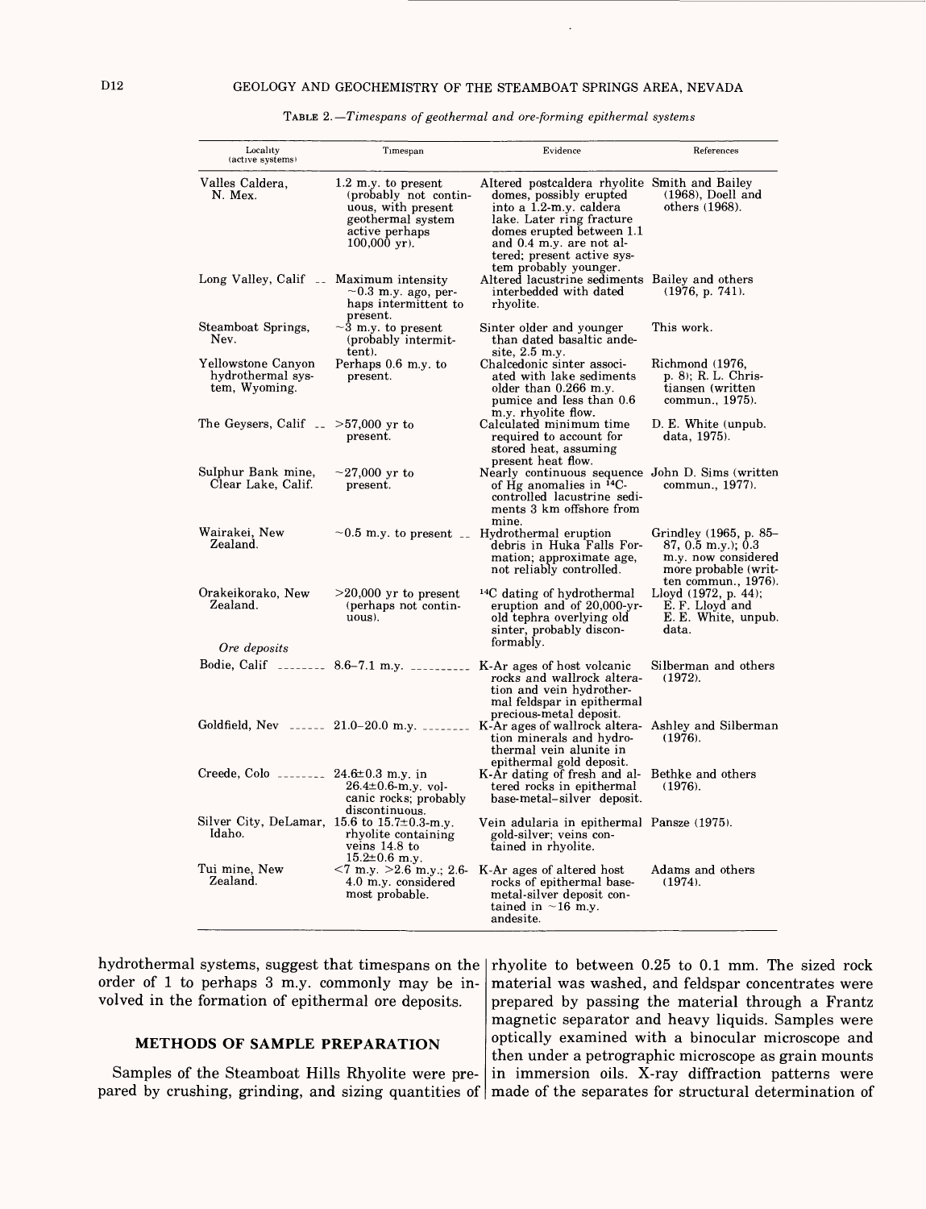TABLE 2.—*Timespans of geothermal and ore-forming epithermal systems*

| Locality (active systems) | Timespan | Evidence | References |
|---|---|---|---|
| Valles Caldera, N. Mex. | 1.2 m.y. to present (probably not continuous, with present geothermal system active perhaps 100,000 yr). | Altered postcaldera rhyolite domes, possibly erupted into a 1.2-m.y. caldera lake. Later ring fracture domes erupted between 1.1 and 0.4 m.y. are not altered; present active system probably younger. | Smith and Bailey (1968), Doell and others (1968). |
| Long Valley, Calif | Maximum intensity ~0.3 m.y. ago, perhaps intermittent to present. | Altered lacustrine sediments interbedded with dated rhyolite. | Bailey and others (1976, p. 741). |
| Steamboat Springs, Nev. | ~3 m.y. to present (probably intermittent). | Sinter older and younger than dated basaltic andesite, 2.5 m.y. | This work. |
| Yellowstone Canyon hydrothermal system, Wyoming. | Perhaps 0.6 m.y. to present. | Chalcedonic sinter associated with lake sediments older than 0.266 m.y. pumice and less than 0.6 m.y. rhyolite flow. | Richmond (1976, p. 8); R. L. Christiansen (written commun., 1975). |
| The Geysers, Calif | >57,000 yr to present. | Calculated minimum time required to account for stored heat, assuming present heat flow. | D. E. White (unpub. data, 1975). |
| Sulphur Bank mine, Clear Lake, Calif. | ~27,000 yr to present. | Nearly continuous sequence of Hg anomalies in $^{14}C$-controlled lacustrine sediments 3 km offshore from mine. | John D. Sims (written commun., 1977). |
| Wairakei, New Zealand. | ~0.5 m.y. to present | Hydrothermal eruption debris in Huka Falls Formation; approximate age, not reliably controlled. | Grindley (1965, p. 85–87, 0.5 m.y.); 0.3 m.y. now considered more probable (written commun., 1976). |
| Orakeikorako, New Zealand. | >20,000 yr to present (perhaps not continuous). | $^{14}C$ dating of hydrothermal eruption and of 20,000-yr-old tephra overlying old sinter, probably disconformably. | Lloyd (1972, p. 44); E. F. Lloyd and E. E. White, unpub. data. |
| *Ore deposits* | | | |
| Bodie, Calif | 8.6–7.1 m.y. | K-Ar ages of host volcanic rocks and wallrock alteration and vein hydrothermal feldspar in epithermal precious-metal deposit. | Silberman and others (1972). |
| Goldfield, Nev | 21.0–20.0 m.y. | K-Ar ages of wallrock alteration minerals and hydrothermal vein alunite in epithermal gold deposit. | Ashley and Silberman (1976). |
| Creede, Colo | 24.6±0.3 m.y. in 26.4±0.6-m.y. volcanic rocks; probably discontinuous. | K-Ar dating of fresh and altered rocks in epithermal base-metal–silver deposit. | Bethke and others (1976). |
| Silver City, DeLamar, Idaho. | 15.6 to 15.7±0.3-m.y. rhyolite containing veins 14.8 to 15.2±0.6 m.y. | Vein adularia in epithermal gold-silver; veins contained in rhyolite. | Pansze (1975). |
| Tui mine, New Zealand. | <7 m.y. >2.6 m.y.; 2.6-4.0 m.y. considered most probable. | K-Ar ages of altered host rocks of epithermal base-metal-silver deposit contained in ~16 m.y. andesite. | Adams and others (1974). |

hydrothermal systems, suggest that timespans on the order of 1 to perhaps 3 m.y. commonly may be involved in the formation of epithermal ore deposits.

## METHODS OF SAMPLE PREPARATION

Samples of the Steamboat Hills Rhyolite were prepared by crushing, grinding, and sizing quantities of rhyolite to between 0.25 to 0.1 mm. The sized rock material was washed, and feldspar concentrates were prepared by passing the material through a Frantz magnetic separator and heavy liquids. Samples were optically examined with a binocular microscope and then under a petrographic microscope as grain mounts in immersion oils. X-ray diffraction patterns were made of the separates for structural determination of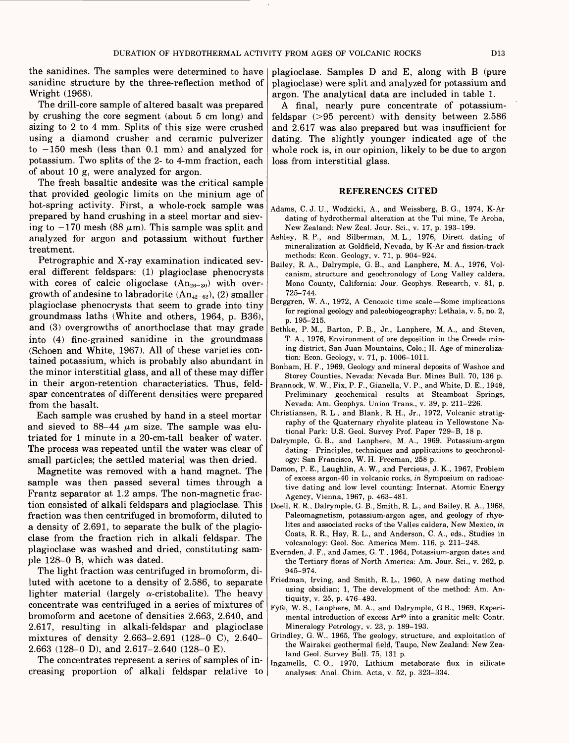the sanidines. The samples were determined to have sanidine structure by the three-reflection method of Wright (1968).

The drill-core sample of altered basalt was prepared by crushing the core segment (about 5 cm long) and sizing to 2 to 4 mm. Splits of this size were crushed using a diamond crusher and ceramic pulverizer to −150 mesh (less than 0.1 mm) and analyzed for potassium. Two splits of the 2- to 4-mm fraction, each of about 10 g, were analyzed for argon.

The fresh basaltic andesite was the critical sample that provided geologic limits on the minium age of hot-spring activity. First, a whole-rock sample was prepared by hand crushing in a steel mortar and sieving to −170 mesh (88 $\mu$m). This sample was split and analyzed for argon and potassium without further treatment.

Petrographic and X-ray examination indicated several different feldspars: (1) plagioclase phenocrysts with cores of calcic oligoclase ($An_{26-30}$) with overgrowth of andesine to labradorite ($An_{42-62}$), (2) smaller plagioclase phenocrysts that seem to grade into tiny groundmass laths (White and others, 1964, p. B36), and (3) overgrowths of anorthoclase that may grade into (4) fine-grained sanidine in the groundmass (Schoen and White, 1967). All of these varieties contained potassium, which is probably also abundant in the minor interstitial glass, and all of these may differ in their argon-retention characteristics. Thus, feldspar concentrates of different densities were prepared from the basalt.

Each sample was crushed by hand in a steel mortar and sieved to 88–44 $\mu$m size. The sample was elutriated for 1 minute in a 20-cm-tall beaker of water. The process was repeated until the water was clear of small particles; the settled material was then dried.

Magnetite was removed with a hand magnet. The sample was then passed several times through a Frantz separator at 1.2 amps. The non-magnetic fraction consisted of alkali feldspars and plagioclase. This fraction was then centrifuged in bromoform, diluted to a density of 2.691, to separate the bulk of the plagioclase from the fraction rich in alkali feldspar. The plagioclase was washed and dried, constituting sample 128–0 B, which was dated.

The light fraction was centrifuged in bromoform, diluted with acetone to a density of 2.586, to separate lighter material (largely $\alpha$-cristobalite). The heavy concentrate was centrifuged in a series of mixtures of bromoform and acetone of densities 2.663, 2.640, and 2.617, resulting in alkali-feldspar and plagioclase mixtures of density 2.663–2.691 (128–0 C), 2.640–2.663 (128–0 D), and 2.617–2.640 (128–0 E).

The concentrates represent a series of samples of increasing proportion of alkali feldspar relative to plagioclase. Samples D and E, along with B (pure plagioclase) were split and analyzed for potassium and argon. The analytical data are included in table 1.

A final, nearly pure concentrate of potassium-feldspar (>95 percent) with density between 2.586 and 2.617 was also prepared but was insufficient for dating. The slightly younger indicated age of the whole rock is, in our opinion, likely to be due to argon loss from interstitial glass.

## REFERENCES CITED

Adams, C. J. U., Wodzicki, A., and Weissberg, B. G., 1974, K-Ar dating of hydrothermal alteration at the Tui mine, Te Aroha, New Zealand: New Zeal. Jour. Sci., v. 17, p. 193–199.

Ashley, R. P., and Silberman, M. L., 1976, Direct dating of mineralization at Goldfield, Nevada, by K-Ar and fission-track methods: Econ. Geology, v. 71, p. 904–924.

Bailey, R. A., Dalrymple, G. B., and Lanphere, M. A., 1976, Volcanism, structure and geochronology of Long Valley caldera, Mono County, California: Jour. Geophys. Research, v. 81, p. 725–744.

Berggren, W. A., 1972, A Cenozoic time scale—Some implications for regional geology and paleobiogeography: Lethaia, v. 5, no. 2, p. 195–215.

Bethke, P. M., Barton, P. B., Jr., Lanphere, M. A., and Steven, T. A., 1976, Environment of ore deposition in the Creede mining district, San Juan Mountains, Colo.; II. Age of mineralization: Econ. Geology, v. 71, p. 1006–1011.

Bonham, H. F., 1969, Geology and mineral deposits of Washoe and Storey Counties, Nevada: Nevada Bur. Mines Bull. 70, 136 p.

Brannock, W. W., Fix, P. F., Gianella, V. P., and White, D. E., 1948, Preliminary geochemical results at Steamboat Springs, Nevada: Am. Geophys. Union Trans., v. 39, p. 211–226.

Christiansen, R. L., and Blank, R. H., Jr., 1972, Volcanic stratigraphy of the Quaternary rhyolite plateau in Yellowstone National Park: U.S. Geol. Survey Prof. Paper 729–B, 18 p.

Dalrymple, G. B., and Lanphere, M. A., 1969, Potassium-argon dating—Principles, techniques and applications to geochronology: San Francisco, W. H. Freeman, 258 p.

Damon, P. E., Laughlin, A. W., and Percious, J. K., 1967, Problem of excess argon-40 in volcanic rocks, *in* Symposium on radioactive dating and low level counting: Internat. Atomic Energy Agency, Vienna, 1967, p. 463–481.

Doell, R. R., Dalrymple, G. B., Smith, R. L., and Bailey, R. A., 1968, Paleomagnetism, potassium-argon ages, and geology of rhyolites and associated rocks of the Valles caldera, New Mexico, *in* Coats, R. R., Hay, R. L., and Anderson, C. A., eds., Studies in volcanology: Geol. Soc. America Mem. 116, p. 211–248.

Evernden, J. F., and James, G. T., 1964, Potassium-argon dates and the Tertiary floras of North America: Am. Jour. Sci., v. 262, p. 945–974.

Friedman, Irving, and Smith, R. L., 1960, A new dating method using obsidian; 1, The development of the method: Am. Antiquity, v. 25, p. 476–493.

Fyfe, W. S., Lanphere, M. A., and Dalrymple, G B., 1969, Experimental introduction of excess $Ar^{40}$ into a granitic melt: Contr. Mineralogy Petrology, v. 23, p. 189–193.

Grindley, G. W., 1965, The geology, structure, and exploitation of the Wairakei geothermal field, Taupo, New Zealand: New Zealand Geol. Survey Bull. 75, 131 p.

Ingamells, C. O., 1970, Lithium metaborate flux in silicate analyses: Anal. Chim. Acta, v. 52, p. 323–334.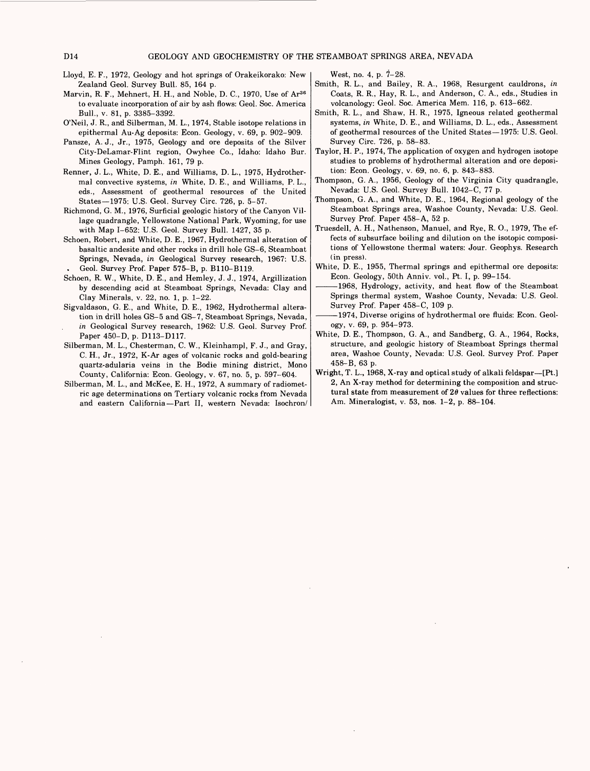Lloyd, E. F., 1972, Geology and hot springs of Orakeikorako: New Zealand Geol. Survey Bull. 85, 164 p.

Marvin, R. F., Mehnert, H. H., and Noble, D. C., 1970, Use of $Ar^{36}$ to evaluate incorporation of air by ash flows: Geol. Soc. America Bull., v. 81, p. 3385–3392.

O'Neil, J. R., and Silberman, M. L., 1974, Stable isotope relations in epithermal Au-Ag deposits: Econ. Geology, v. 69, p. 902–909.

Panze, A. J., Jr., 1975, Geology and ore deposits of the Silver City-DeLamar-Flint region, Owyhee Co., Idaho: Idaho Bur. Mines Geology, Pamph. 161, 79 p.

Renner, J. L., White, D. E., and Williams, D. L., 1975, Hydrothermal convective systems, *in* White, D. E., and Williams, P. L., eds., Assessment of geothermal resources of the United States—1975: U.S. Geol. Survey Circ. 726, p. 5–57.

Richmond, G. M., 1976, Surficial geologic history of the Canyon Village quadrangle, Yellowstone National Park, Wyoming, for use with Map I–652: U.S. Geol. Survey Bull. 1427, 35 p.

Schoen, Robert, and White, D. E., 1967, Hydrothermal alteration of basaltic andesite and other rocks in drill hole GS–6, Steamboat Springs, Nevada, *in* Geological Survey research, 1967: U.S. Geol. Survey Prof. Paper 575–B, p. B110–B119.

Schoen, R. W., White, D. E., and Hemley, J. J., 1974, Argillization by descending acid at Steamboat Springs, Nevada: Clay and Clay Minerals, v. 22, no. 1, p. 1–22.

Sigvaldason, G. E., and White, D. E., 1962, Hydrothermal alteration in drill holes GS–5 and GS–7, Steamboat Springs, Nevada, *in* Geological Survey research, 1962: U.S. Geol. Survey Prof. Paper 450–D, p. D113–D117.

Silberman, M. L., Chesterman, C. W., Kleinhampl, F. J., and Gray, C. H., Jr., 1972, K-Ar ages of volcanic rocks and gold-bearing quartz-adularia veins in the Bodie mining district, Mono County, California: Econ. Geology, v. 67, no. 5, p. 597–604.

Silberman, M. L., and McKee, E. H., 1972, A summary of radiometric age determinations on Tertiary volcanic rocks from Nevada and eastern California—Part II, western Nevada: Isochron/West, no. 4, p. 7–28.

Smith, R. L., and Bailey, R. A., 1968, Resurgent cauldrons, *in* Coats, R. R., Hay, R. L., and Anderson, C. A., eds., Studies in volcanology: Geol. Soc. America Mem. 116, p. 613–662.

Smith, R. L., and Shaw, H. R., 1975, Igneous related geothermal systems, *in* White, D. E., and Williams, D. L., eds., Assessment of geothermal resources of the United States—1975: U.S. Geol. Survey Circ. 726, p. 58–83.

Taylor, H. P., 1974, The application of oxygen and hydrogen isotope studies to problems of hydrothermal alteration and ore deposition: Econ. Geology, v. 69, no. 6, p. 843–883.

Thompson, G. A., 1956, Geology of the Virginia City quadrangle, Nevada: U.S. Geol. Survey Bull. 1042–C, 77 p.

Thompson, G. A., and White, D. E., 1964, Regional geology of the Steamboat Springs area, Washoe County, Nevada: U.S. Geol. Survey Prof. Paper 458–A, 52 p.

Truesdell, A. H., Nathenson, Manuel, and Rye, R. O., 1979, The effects of subsurface boiling and dilution on the isotopic compositions of Yellowstone thermal waters: Jour. Geophys. Research (in press).

White, D. E., 1955, Thermal springs and epithermal ore deposits: Econ. Geology, 50th Anniv. vol., Pt. I, p. 99–154.

———1968, Hydrology, activity, and heat flow of the Steamboat Springs thermal system, Washoe County, Nevada: U.S. Geol. Survey Prof. Paper 458–C, 109 p.

———1974, Diverse origins of hydrothermal ore fluids: Econ. Geology, v. 69, p. 954–973.

White, D. E., Thompson, G. A., and Sandberg, G. A., 1964, Rocks, structure, and geologic history of Steamboat Springs thermal area, Washoe County, Nevada: U.S. Geol. Survey Prof. Paper 458–B, 63 p.

Wright, T. L., 1968, X-ray and optical study of alkali feldspar—[Pt.] 2, An X-ray method for determining the composition and structural state from measurement of $2\theta$ values for three reflections: Am. Mineralogist, v. 53, nos. 1–2, p. 88–104.